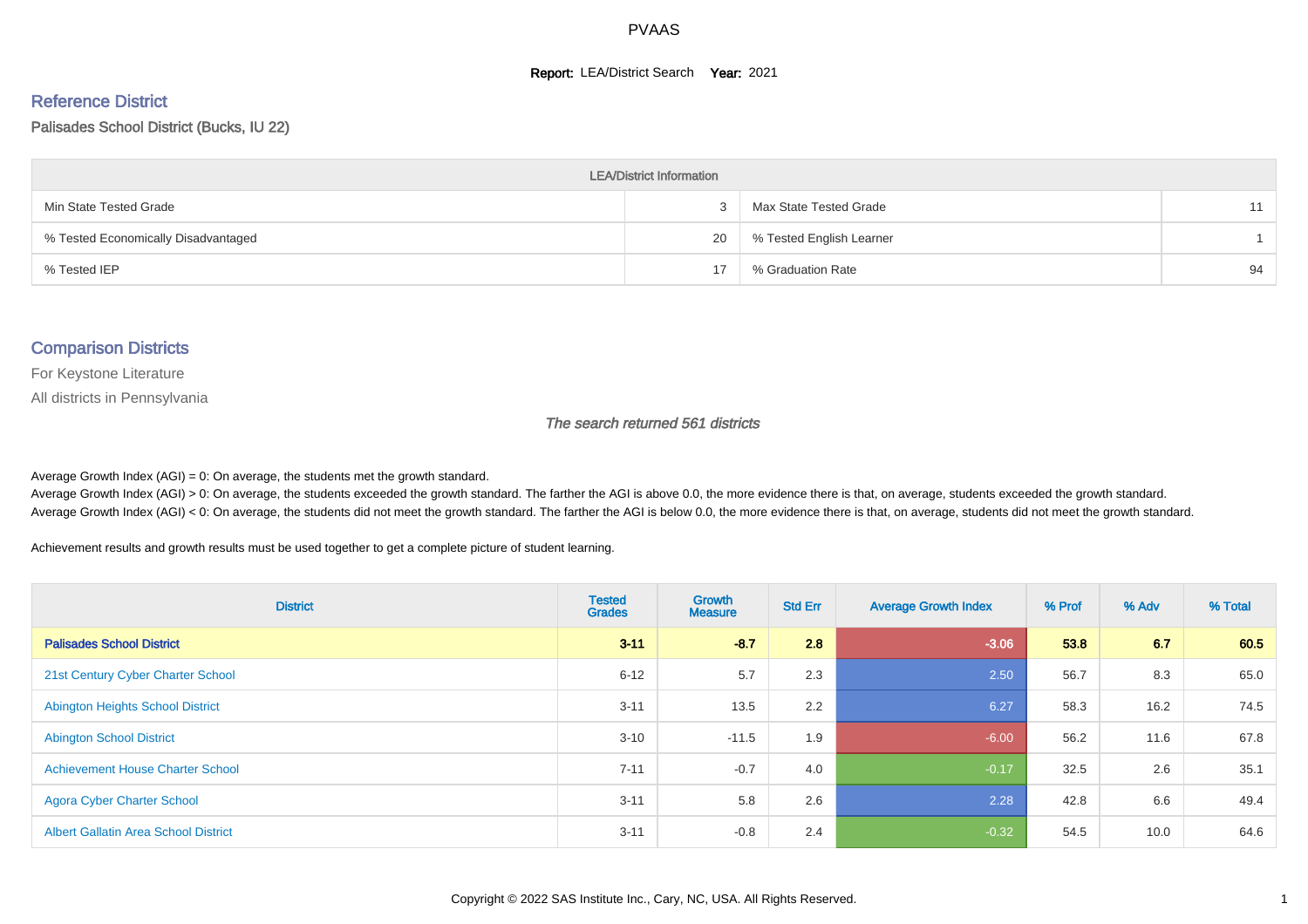PVAAS

**Report:** LEA/District Search **Year:** 2021

## Reference District

Palisades School District (Bucks, IU 22)

| LEA/District Information | | | |
|---|---|---|---|
| Min State Tested Grade | 3 | Max State Tested Grade | 11 |
| % Tested Economically Disadvantaged | 20 | % Tested English Learner | 1 |
| % Tested IEP | 17 | % Graduation Rate | 94 |

## Comparison Districts

For Keystone Literature

All districts in Pennsylvania

*The search returned 561 districts*

Average Growth Index (AGI) = 0: On average, the students met the growth standard.
Average Growth Index (AGI) > 0: On average, the students exceeded the growth standard. The farther the AGI is above 0.0, the more evidence there is that, on average, students exceeded the growth standard.
Average Growth Index (AGI) < 0: On average, the students did not meet the growth standard. The farther the AGI is below 0.0, the more evidence there is that, on average, students did not meet the growth standard.

Achievement results and growth results must be used together to get a complete picture of student learning.

| District | Tested Grades | Growth Measure | Std Err | Average Growth Index | % Prof | % Adv | % Total |
|---|---|---|---|---|---|---|---|
| **Palisades School District** | **3-11** | **-8.7** | **2.8** | **-3.06** | **53.8** | **6.7** | **60.5** |
| 21st Century Cyber Charter School | 6-12 | 5.7 | 2.3 | 2.50 | 56.7 | 8.3 | 65.0 |
| Abington Heights School District | 3-11 | 13.5 | 2.2 | 6.27 | 58.3 | 16.2 | 74.5 |
| Abington School District | 3-10 | -11.5 | 1.9 | -6.00 | 56.2 | 11.6 | 67.8 |
| Achievement House Charter School | 7-11 | -0.7 | 4.0 | -0.17 | 32.5 | 2.6 | 35.1 |
| Agora Cyber Charter School | 3-11 | 5.8 | 2.6 | 2.28 | 42.8 | 6.6 | 49.4 |
| Albert Gallatin Area School District | 3-11 | -0.8 | 2.4 | -0.32 | 54.5 | 10.0 | 64.6 |

Copyright © 2022 SAS Institute Inc., Cary, NC, USA. All Rights Reserved.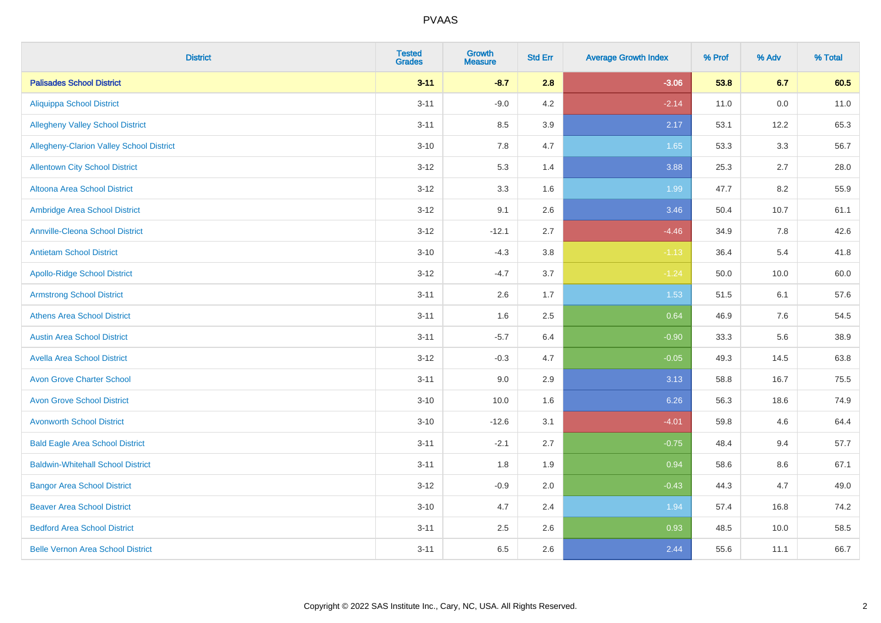| District | Tested Grades | Growth Measure | Std Err | Average Growth Index | % Prof | % Adv | % Total |
|---|---|---|---|---|---|---|---|
| **Palisades School District** | **3-11** | **-8.7** | **2.8** | **-3.06** | **53.8** | **6.7** | **60.5** |
| Aliquippa School District | 3-11 | -9.0 | 4.2 | -2.14 | 11.0 | 0.0 | 11.0 |
| Allegheny Valley School District | 3-11 | 8.5 | 3.9 | 2.17 | 53.1 | 12.2 | 65.3 |
| Allegheny-Clarion Valley School District | 3-10 | 7.8 | 4.7 | 1.65 | 53.3 | 3.3 | 56.7 |
| Allentown City School District | 3-12 | 5.3 | 1.4 | 3.88 | 25.3 | 2.7 | 28.0 |
| Altoona Area School District | 3-12 | 3.3 | 1.6 | 1.99 | 47.7 | 8.2 | 55.9 |
| Ambridge Area School District | 3-12 | 9.1 | 2.6 | 3.46 | 50.4 | 10.7 | 61.1 |
| Annville-Cleona School District | 3-12 | -12.1 | 2.7 | -4.46 | 34.9 | 7.8 | 42.6 |
| Antietam School District | 3-10 | -4.3 | 3.8 | -1.13 | 36.4 | 5.4 | 41.8 |
| Apollo-Ridge School District | 3-12 | -4.7 | 3.7 | -1.24 | 50.0 | 10.0 | 60.0 |
| Armstrong School District | 3-11 | 2.6 | 1.7 | 1.53 | 51.5 | 6.1 | 57.6 |
| Athens Area School District | 3-11 | 1.6 | 2.5 | 0.64 | 46.9 | 7.6 | 54.5 |
| Austin Area School District | 3-11 | -5.7 | 6.4 | -0.90 | 33.3 | 5.6 | 38.9 |
| Avella Area School District | 3-12 | -0.3 | 4.7 | -0.05 | 49.3 | 14.5 | 63.8 |
| Avon Grove Charter School | 3-11 | 9.0 | 2.9 | 3.13 | 58.8 | 16.7 | 75.5 |
| Avon Grove School District | 3-10 | 10.0 | 1.6 | 6.26 | 56.3 | 18.6 | 74.9 |
| Avonworth School District | 3-10 | -12.6 | 3.1 | -4.01 | 59.8 | 4.6 | 64.4 |
| Bald Eagle Area School District | 3-11 | -2.1 | 2.7 | -0.75 | 48.4 | 9.4 | 57.7 |
| Baldwin-Whitehall School District | 3-11 | 1.8 | 1.9 | 0.94 | 58.6 | 8.6 | 67.1 |
| Bangor Area School District | 3-12 | -0.9 | 2.0 | -0.43 | 44.3 | 4.7 | 49.0 |
| Beaver Area School District | 3-10 | 4.7 | 2.4 | 1.94 | 57.4 | 16.8 | 74.2 |
| Bedford Area School District | 3-11 | 2.5 | 2.6 | 0.93 | 48.5 | 10.0 | 58.5 |
| Belle Vernon Area School District | 3-11 | 6.5 | 2.6 | 2.44 | 55.6 | 11.1 | 66.7 |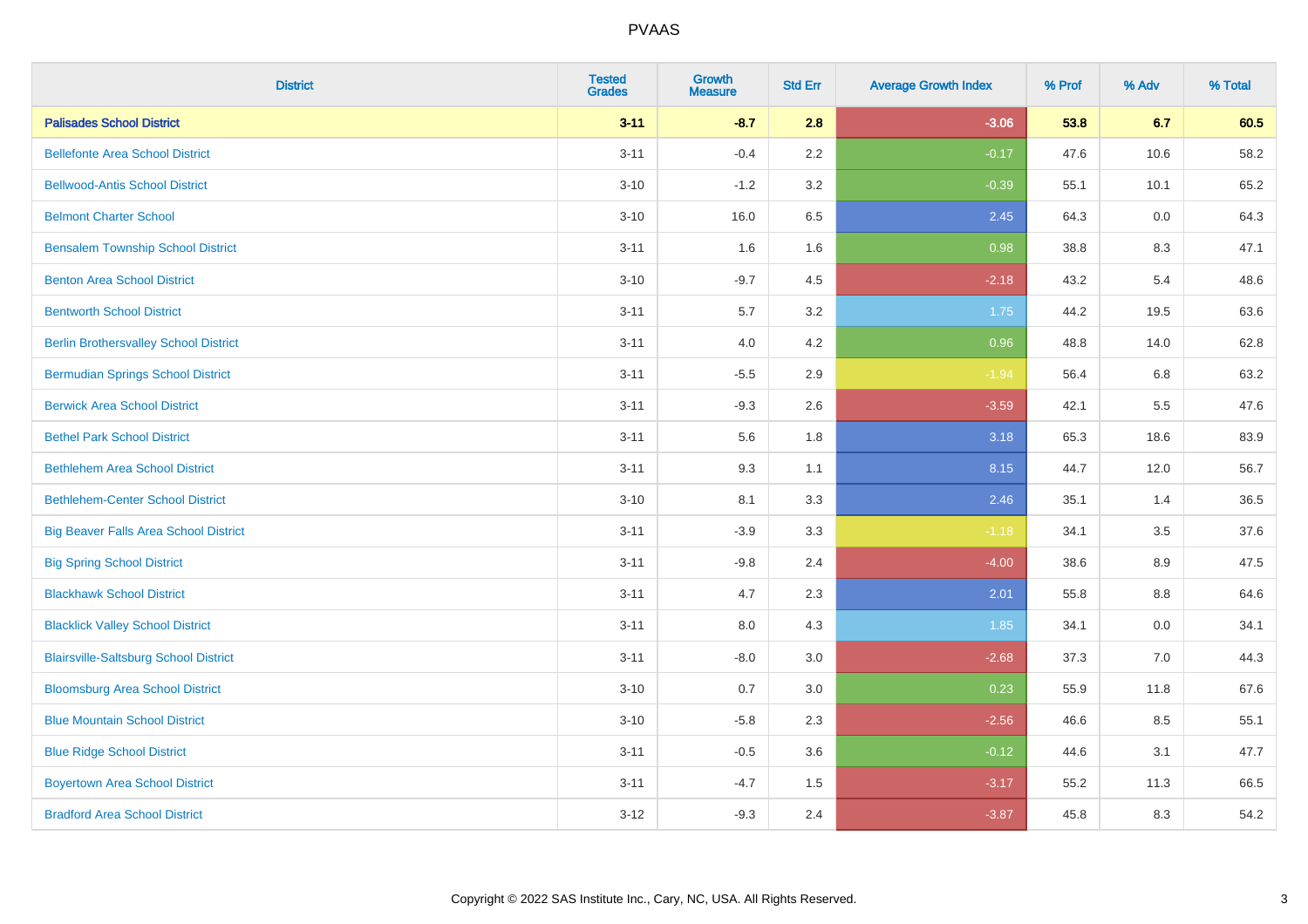| District | Tested Grades | Growth Measure | Std Err | Average Growth Index | % Prof | % Adv | % Total |
|---|---|---|---|---|---|---|---|
| **Palisades School District** | **3-11** | **-8.7** | **2.8** | **-3.06** | **53.8** | **6.7** | **60.5** |
| Bellefonte Area School District | 3-11 | -0.4 | 2.2 | -0.17 | 47.6 | 10.6 | 58.2 |
| Bellwood-Antis School District | 3-10 | -1.2 | 3.2 | -0.39 | 55.1 | 10.1 | 65.2 |
| Belmont Charter School | 3-10 | 16.0 | 6.5 | 2.45 | 64.3 | 0.0 | 64.3 |
| Bensalem Township School District | 3-11 | 1.6 | 1.6 | 0.98 | 38.8 | 8.3 | 47.1 |
| Benton Area School District | 3-10 | -9.7 | 4.5 | -2.18 | 43.2 | 5.4 | 48.6 |
| Bentworth School District | 3-11 | 5.7 | 3.2 | 1.75 | 44.2 | 19.5 | 63.6 |
| Berlin Brothersvalley School District | 3-11 | 4.0 | 4.2 | 0.96 | 48.8 | 14.0 | 62.8 |
| Bermudian Springs School District | 3-11 | -5.5 | 2.9 | -1.94 | 56.4 | 6.8 | 63.2 |
| Berwick Area School District | 3-11 | -9.3 | 2.6 | -3.59 | 42.1 | 5.5 | 47.6 |
| Bethel Park School District | 3-11 | 5.6 | 1.8 | 3.18 | 65.3 | 18.6 | 83.9 |
| Bethlehem Area School District | 3-11 | 9.3 | 1.1 | 8.15 | 44.7 | 12.0 | 56.7 |
| Bethlehem-Center School District | 3-10 | 8.1 | 3.3 | 2.46 | 35.1 | 1.4 | 36.5 |
| Big Beaver Falls Area School District | 3-11 | -3.9 | 3.3 | -1.18 | 34.1 | 3.5 | 37.6 |
| Big Spring School District | 3-11 | -9.8 | 2.4 | -4.00 | 38.6 | 8.9 | 47.5 |
| Blackhawk School District | 3-11 | 4.7 | 2.3 | 2.01 | 55.8 | 8.8 | 64.6 |
| Blacklick Valley School District | 3-11 | 8.0 | 4.3 | 1.85 | 34.1 | 0.0 | 34.1 |
| Blairsville-Saltsburg School District | 3-11 | -8.0 | 3.0 | -2.68 | 37.3 | 7.0 | 44.3 |
| Bloomsburg Area School District | 3-10 | 0.7 | 3.0 | 0.23 | 55.9 | 11.8 | 67.6 |
| Blue Mountain School District | 3-10 | -5.8 | 2.3 | -2.56 | 46.6 | 8.5 | 55.1 |
| Blue Ridge School District | 3-11 | -0.5 | 3.6 | -0.12 | 44.6 | 3.1 | 47.7 |
| Boyertown Area School District | 3-11 | -4.7 | 1.5 | -3.17 | 55.2 | 11.3 | 66.5 |
| Bradford Area School District | 3-12 | -9.3 | 2.4 | -3.87 | 45.8 | 8.3 | 54.2 |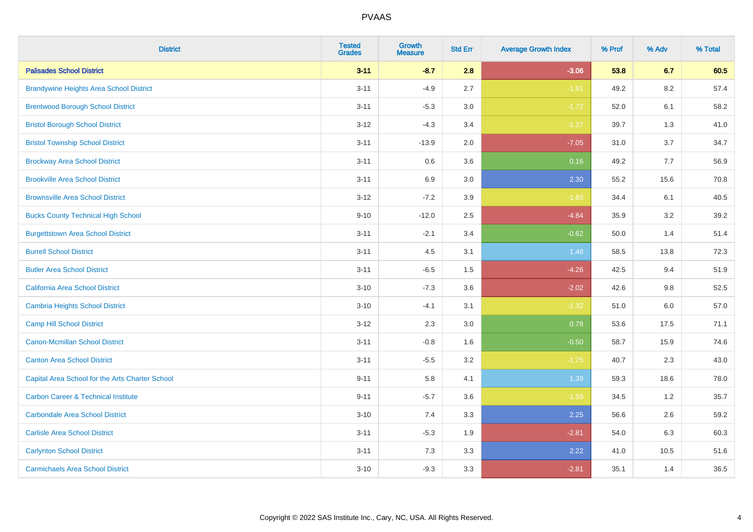PVAAS

| District | Tested Grades | Growth Measure | Std Err | Average Growth Index | % Prof | % Adv | % Total |
|---|---|---|---|---|---|---|---|
| **Palisades School District** | **3-11** | **-8.7** | **2.8** | **-3.06** | **53.8** | **6.7** | **60.5** |
| Brandywine Heights Area School District | 3-11 | -4.9 | 2.7 | -1.81 | 49.2 | 8.2 | 57.4 |
| Brentwood Borough School District | 3-11 | -5.3 | 3.0 | -1.72 | 52.0 | 6.1 | 58.2 |
| Bristol Borough School District | 3-12 | -4.3 | 3.4 | -1.27 | 39.7 | 1.3 | 41.0 |
| Bristol Township School District | 3-11 | -13.9 | 2.0 | -7.05 | 31.0 | 3.7 | 34.7 |
| Brockway Area School District | 3-11 | 0.6 | 3.6 | 0.16 | 49.2 | 7.7 | 56.9 |
| Brookville Area School District | 3-11 | 6.9 | 3.0 | 2.30 | 55.2 | 15.6 | 70.8 |
| Brownsville Area School District | 3-12 | -7.2 | 3.9 | -1.83 | 34.4 | 6.1 | 40.5 |
| Bucks County Technical High School | 9-10 | -12.0 | 2.5 | -4.84 | 35.9 | 3.2 | 39.2 |
| Burgettstown Area School District | 3-11 | -2.1 | 3.4 | -0.62 | 50.0 | 1.4 | 51.4 |
| Burrell School District | 3-11 | 4.5 | 3.1 | 1.48 | 58.5 | 13.8 | 72.3 |
| Butler Area School District | 3-11 | -6.5 | 1.5 | -4.26 | 42.5 | 9.4 | 51.9 |
| California Area School District | 3-10 | -7.3 | 3.6 | -2.02 | 42.6 | 9.8 | 52.5 |
| Cambria Heights School District | 3-10 | -4.1 | 3.1 | -1.32 | 51.0 | 6.0 | 57.0 |
| Camp Hill School District | 3-12 | 2.3 | 3.0 | 0.78 | 53.6 | 17.5 | 71.1 |
| Canon-Mcmillan School District | 3-11 | -0.8 | 1.6 | -0.50 | 58.7 | 15.9 | 74.6 |
| Canton Area School District | 3-11 | -5.5 | 3.2 | -1.75 | 40.7 | 2.3 | 43.0 |
| Capital Area School for the Arts Charter School | 9-11 | 5.8 | 4.1 | 1.39 | 59.3 | 18.6 | 78.0 |
| Carbon Career & Technical Institute | 9-11 | -5.7 | 3.6 | -1.59 | 34.5 | 1.2 | 35.7 |
| Carbondale Area School District | 3-10 | 7.4 | 3.3 | 2.25 | 56.6 | 2.6 | 59.2 |
| Carlisle Area School District | 3-11 | -5.3 | 1.9 | -2.81 | 54.0 | 6.3 | 60.3 |
| Carlynton School District | 3-11 | 7.3 | 3.3 | 2.22 | 41.0 | 10.5 | 51.6 |
| Carmichaels Area School District | 3-10 | -9.3 | 3.3 | -2.81 | 35.1 | 1.4 | 36.5 |

Copyright © 2022 SAS Institute Inc., Cary, NC, USA. All Rights Reserved.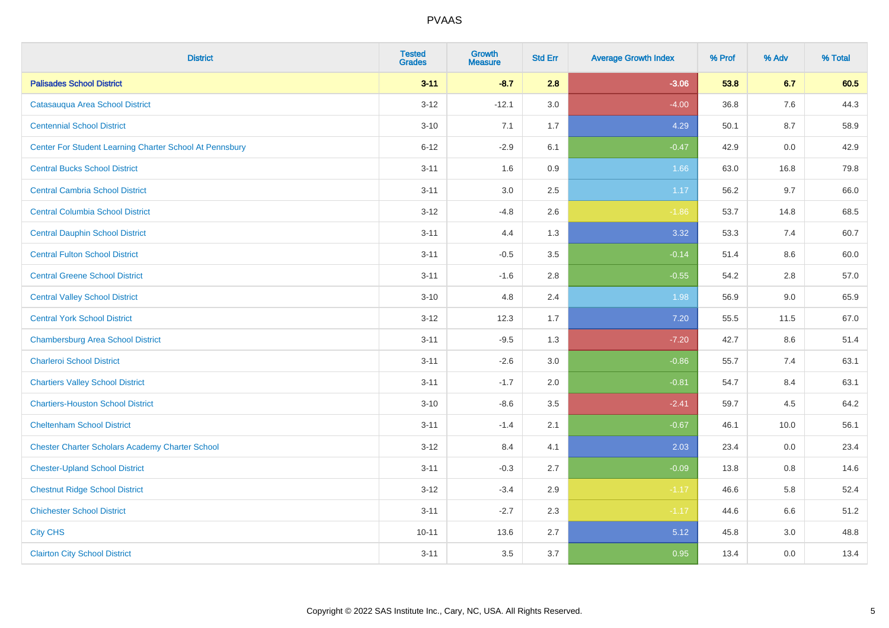# PVAAS

| District | Tested Grades | Growth Measure | Std Err | Average Growth Index | % Prof | % Adv | % Total |
|---|---|---|---|---|---|---|---|
| **Palisades School District** | **3-11** | **-8.7** | **2.8** | **-3.06** | **53.8** | **6.7** | **60.5** |
| Catasauqua Area School District | 3-12 | -12.1 | 3.0 | -4.00 | 36.8 | 7.6 | 44.3 |
| Centennial School District | 3-10 | 7.1 | 1.7 | 4.29 | 50.1 | 8.7 | 58.9 |
| Center For Student Learning Charter School At Pennsbury | 6-12 | -2.9 | 6.1 | -0.47 | 42.9 | 0.0 | 42.9 |
| Central Bucks School District | 3-11 | 1.6 | 0.9 | 1.66 | 63.0 | 16.8 | 79.8 |
| Central Cambria School District | 3-11 | 3.0 | 2.5 | 1.17 | 56.2 | 9.7 | 66.0 |
| Central Columbia School District | 3-12 | -4.8 | 2.6 | -1.86 | 53.7 | 14.8 | 68.5 |
| Central Dauphin School District | 3-11 | 4.4 | 1.3 | 3.32 | 53.3 | 7.4 | 60.7 |
| Central Fulton School District | 3-11 | -0.5 | 3.5 | -0.14 | 51.4 | 8.6 | 60.0 |
| Central Greene School District | 3-11 | -1.6 | 2.8 | -0.55 | 54.2 | 2.8 | 57.0 |
| Central Valley School District | 3-10 | 4.8 | 2.4 | 1.98 | 56.9 | 9.0 | 65.9 |
| Central York School District | 3-12 | 12.3 | 1.7 | 7.20 | 55.5 | 11.5 | 67.0 |
| Chambersburg Area School District | 3-11 | -9.5 | 1.3 | -7.20 | 42.7 | 8.6 | 51.4 |
| Charleroi School District | 3-11 | -2.6 | 3.0 | -0.86 | 55.7 | 7.4 | 63.1 |
| Chartiers Valley School District | 3-11 | -1.7 | 2.0 | -0.81 | 54.7 | 8.4 | 63.1 |
| Chartiers-Houston School District | 3-10 | -8.6 | 3.5 | -2.41 | 59.7 | 4.5 | 64.2 |
| Cheltenham School District | 3-11 | -1.4 | 2.1 | -0.67 | 46.1 | 10.0 | 56.1 |
| Chester Charter Scholars Academy Charter School | 3-12 | 8.4 | 4.1 | 2.03 | 23.4 | 0.0 | 23.4 |
| Chester-Upland School District | 3-11 | -0.3 | 2.7 | -0.09 | 13.8 | 0.8 | 14.6 |
| Chestnut Ridge School District | 3-12 | -3.4 | 2.9 | -1.17 | 46.6 | 5.8 | 52.4 |
| Chichester School District | 3-11 | -2.7 | 2.3 | -1.17 | 44.6 | 6.6 | 51.2 |
| City CHS | 10-11 | 13.6 | 2.7 | 5.12 | 45.8 | 3.0 | 48.8 |
| Clairton City School District | 3-11 | 3.5 | 3.7 | 0.95 | 13.4 | 0.0 | 13.4 |

Copyright © 2022 SAS Institute Inc., Cary, NC, USA. All Rights Reserved.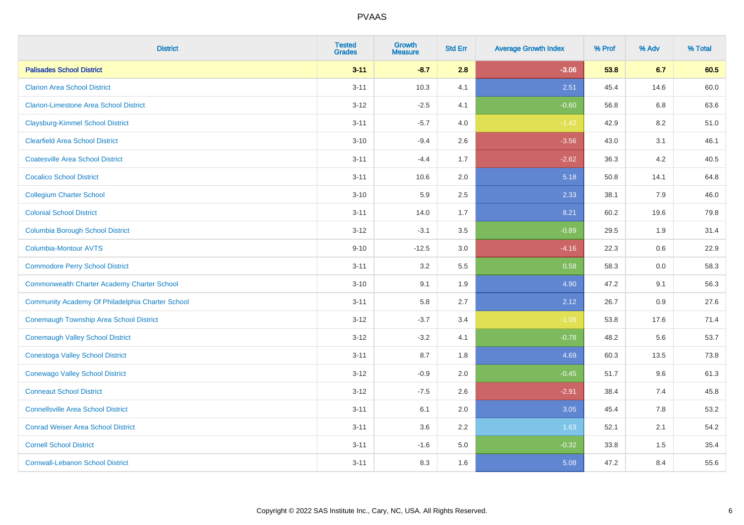# PVAAS

| District | Tested Grades | Growth Measure | Std Err | Average Growth Index | % Prof | % Adv | % Total |
|---|---|---|---|---|---|---|---|
| **Palisades School District** | **3-11** | **-8.7** | **2.8** | **-3.06** | **53.8** | **6.7** | **60.5** |
| Clarion Area School District | 3-11 | 10.3 | 4.1 | 2.51 | 45.4 | 14.6 | 60.0 |
| Clarion-Limestone Area School District | 3-12 | -2.5 | 4.1 | -0.60 | 56.8 | 6.8 | 63.6 |
| Claysburg-Kimmel School District | 3-11 | -5.7 | 4.0 | -1.42 | 42.9 | 8.2 | 51.0 |
| Clearfield Area School District | 3-10 | -9.4 | 2.6 | -3.56 | 43.0 | 3.1 | 46.1 |
| Coatesville Area School District | 3-11 | -4.4 | 1.7 | -2.62 | 36.3 | 4.2 | 40.5 |
| Cocalico School District | 3-11 | 10.6 | 2.0 | 5.18 | 50.8 | 14.1 | 64.8 |
| Collegium Charter School | 3-10 | 5.9 | 2.5 | 2.33 | 38.1 | 7.9 | 46.0 |
| Colonial School District | 3-11 | 14.0 | 1.7 | 8.21 | 60.2 | 19.6 | 79.8 |
| Columbia Borough School District | 3-12 | -3.1 | 3.5 | -0.89 | 29.5 | 1.9 | 31.4 |
| Columbia-Montour AVTS | 9-10 | -12.5 | 3.0 | -4.16 | 22.3 | 0.6 | 22.9 |
| Commodore Perry School District | 3-11 | 3.2 | 5.5 | 0.58 | 58.3 | 0.0 | 58.3 |
| Commonwealth Charter Academy Charter School | 3-10 | 9.1 | 1.9 | 4.90 | 47.2 | 9.1 | 56.3 |
| Community Academy Of Philadelphia Charter School | 3-11 | 5.8 | 2.7 | 2.12 | 26.7 | 0.9 | 27.6 |
| Conemaugh Township Area School District | 3-12 | -3.7 | 3.4 | -1.09 | 53.8 | 17.6 | 71.4 |
| Conemaugh Valley School District | 3-12 | -3.2 | 4.1 | -0.78 | 48.2 | 5.6 | 53.7 |
| Conestoga Valley School District | 3-11 | 8.7 | 1.8 | 4.69 | 60.3 | 13.5 | 73.8 |
| Conewago Valley School District | 3-12 | -0.9 | 2.0 | -0.45 | 51.7 | 9.6 | 61.3 |
| Conneaut School District | 3-12 | -7.5 | 2.6 | -2.91 | 38.4 | 7.4 | 45.8 |
| Connellsville Area School District | 3-11 | 6.1 | 2.0 | 3.05 | 45.4 | 7.8 | 53.2 |
| Conrad Weiser Area School District | 3-11 | 3.6 | 2.2 | 1.63 | 52.1 | 2.1 | 54.2 |
| Cornell School District | 3-11 | -1.6 | 5.0 | -0.32 | 33.8 | 1.5 | 35.4 |
| Cornwall-Lebanon School District | 3-11 | 8.3 | 1.6 | 5.08 | 47.2 | 8.4 | 55.6 |

Copyright © 2022 SAS Institute Inc., Cary, NC, USA. All Rights Reserved.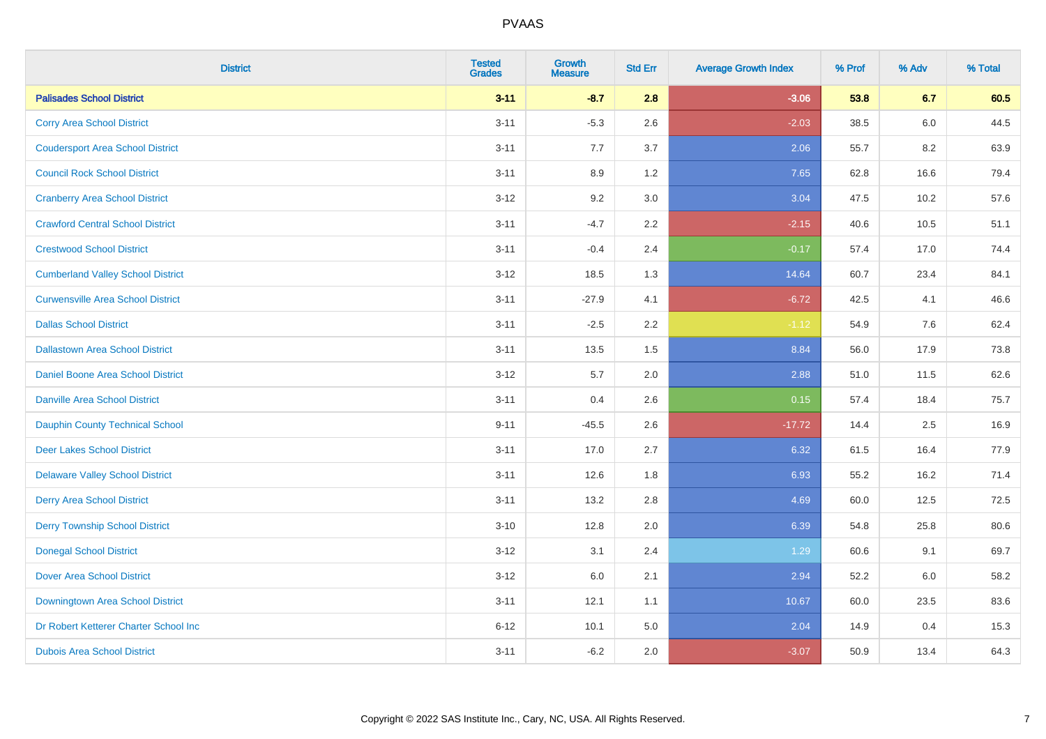# PVAAS

| District | Tested Grades | Growth Measure | Std Err | Average Growth Index | % Prof | % Adv | % Total |
|---|---|---|---|---|---|---|---|
| **Palisades School District** | **3-11** | **-8.7** | **2.8** | **-3.06** | **53.8** | **6.7** | **60.5** |
| Corry Area School District | 3-11 | -5.3 | 2.6 | -2.03 | 38.5 | 6.0 | 44.5 |
| Coudersport Area School District | 3-11 | 7.7 | 3.7 | 2.06 | 55.7 | 8.2 | 63.9 |
| Council Rock School District | 3-11 | 8.9 | 1.2 | 7.65 | 62.8 | 16.6 | 79.4 |
| Cranberry Area School District | 3-12 | 9.2 | 3.0 | 3.04 | 47.5 | 10.2 | 57.6 |
| Crawford Central School District | 3-11 | -4.7 | 2.2 | -2.15 | 40.6 | 10.5 | 51.1 |
| Crestwood School District | 3-11 | -0.4 | 2.4 | -0.17 | 57.4 | 17.0 | 74.4 |
| Cumberland Valley School District | 3-12 | 18.5 | 1.3 | 14.64 | 60.7 | 23.4 | 84.1 |
| Curwensville Area School District | 3-11 | -27.9 | 4.1 | -6.72 | 42.5 | 4.1 | 46.6 |
| Dallas School District | 3-11 | -2.5 | 2.2 | -1.12 | 54.9 | 7.6 | 62.4 |
| Dallastown Area School District | 3-11 | 13.5 | 1.5 | 8.84 | 56.0 | 17.9 | 73.8 |
| Daniel Boone Area School District | 3-12 | 5.7 | 2.0 | 2.88 | 51.0 | 11.5 | 62.6 |
| Danville Area School District | 3-11 | 0.4 | 2.6 | 0.15 | 57.4 | 18.4 | 75.7 |
| Dauphin County Technical School | 9-11 | -45.5 | 2.6 | -17.72 | 14.4 | 2.5 | 16.9 |
| Deer Lakes School District | 3-11 | 17.0 | 2.7 | 6.32 | 61.5 | 16.4 | 77.9 |
| Delaware Valley School District | 3-11 | 12.6 | 1.8 | 6.93 | 55.2 | 16.2 | 71.4 |
| Derry Area School District | 3-11 | 13.2 | 2.8 | 4.69 | 60.0 | 12.5 | 72.5 |
| Derry Township School District | 3-10 | 12.8 | 2.0 | 6.39 | 54.8 | 25.8 | 80.6 |
| Donegal School District | 3-12 | 3.1 | 2.4 | 1.29 | 60.6 | 9.1 | 69.7 |
| Dover Area School District | 3-12 | 6.0 | 2.1 | 2.94 | 52.2 | 6.0 | 58.2 |
| Downingtown Area School District | 3-11 | 12.1 | 1.1 | 10.67 | 60.0 | 23.5 | 83.6 |
| Dr Robert Ketterer Charter School Inc | 6-12 | 10.1 | 5.0 | 2.04 | 14.9 | 0.4 | 15.3 |
| Dubois Area School District | 3-11 | -6.2 | 2.0 | -3.07 | 50.9 | 13.4 | 64.3 |

Copyright © 2022 SAS Institute Inc., Cary, NC, USA. All Rights Reserved.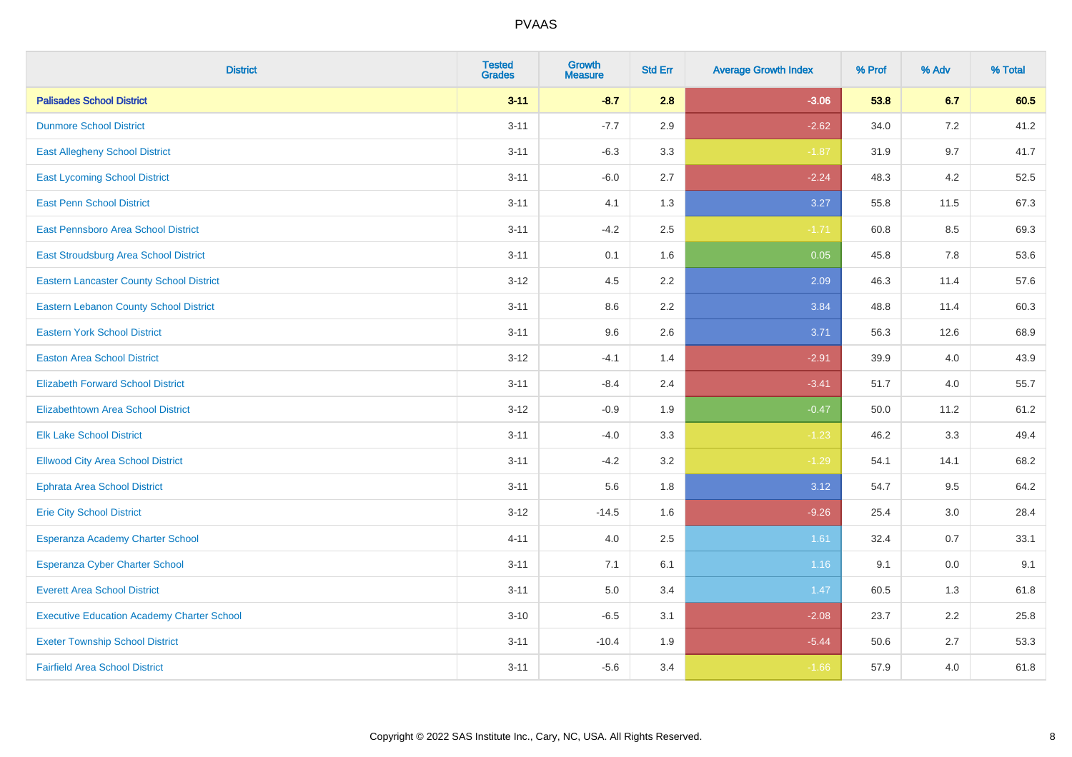| District | Tested Grades | Growth Measure | Std Err | Average Growth Index | % Prof | % Adv | % Total |
|---|---|---|---|---|---|---|---|
| **Palisades School District** | **3-11** | **-8.7** | **2.8** | **-3.06** | **53.8** | **6.7** | **60.5** |
| Dunmore School District | 3-11 | -7.7 | 2.9 | -2.62 | 34.0 | 7.2 | 41.2 |
| East Allegheny School District | 3-11 | -6.3 | 3.3 | -1.87 | 31.9 | 9.7 | 41.7 |
| East Lycoming School District | 3-11 | -6.0 | 2.7 | -2.24 | 48.3 | 4.2 | 52.5 |
| East Penn School District | 3-11 | 4.1 | 1.3 | 3.27 | 55.8 | 11.5 | 67.3 |
| East Pennsboro Area School District | 3-11 | -4.2 | 2.5 | -1.71 | 60.8 | 8.5 | 69.3 |
| East Stroudsburg Area School District | 3-11 | 0.1 | 1.6 | 0.05 | 45.8 | 7.8 | 53.6 |
| Eastern Lancaster County School District | 3-12 | 4.5 | 2.2 | 2.09 | 46.3 | 11.4 | 57.6 |
| Eastern Lebanon County School District | 3-11 | 8.6 | 2.2 | 3.84 | 48.8 | 11.4 | 60.3 |
| Eastern York School District | 3-11 | 9.6 | 2.6 | 3.71 | 56.3 | 12.6 | 68.9 |
| Easton Area School District | 3-12 | -4.1 | 1.4 | -2.91 | 39.9 | 4.0 | 43.9 |
| Elizabeth Forward School District | 3-11 | -8.4 | 2.4 | -3.41 | 51.7 | 4.0 | 55.7 |
| Elizabethtown Area School District | 3-12 | -0.9 | 1.9 | -0.47 | 50.0 | 11.2 | 61.2 |
| Elk Lake School District | 3-11 | -4.0 | 3.3 | -1.23 | 46.2 | 3.3 | 49.4 |
| Ellwood City Area School District | 3-11 | -4.2 | 3.2 | -1.29 | 54.1 | 14.1 | 68.2 |
| Ephrata Area School District | 3-11 | 5.6 | 1.8 | 3.12 | 54.7 | 9.5 | 64.2 |
| Erie City School District | 3-12 | -14.5 | 1.6 | -9.26 | 25.4 | 3.0 | 28.4 |
| Esperanza Academy Charter School | 4-11 | 4.0 | 2.5 | 1.61 | 32.4 | 0.7 | 33.1 |
| Esperanza Cyber Charter School | 3-11 | 7.1 | 6.1 | 1.16 | 9.1 | 0.0 | 9.1 |
| Everett Area School District | 3-11 | 5.0 | 3.4 | 1.47 | 60.5 | 1.3 | 61.8 |
| Executive Education Academy Charter School | 3-10 | -6.5 | 3.1 | -2.08 | 23.7 | 2.2 | 25.8 |
| Exeter Township School District | 3-11 | -10.4 | 1.9 | -5.44 | 50.6 | 2.7 | 53.3 |
| Fairfield Area School District | 3-11 | -5.6 | 3.4 | -1.66 | 57.9 | 4.0 | 61.8 |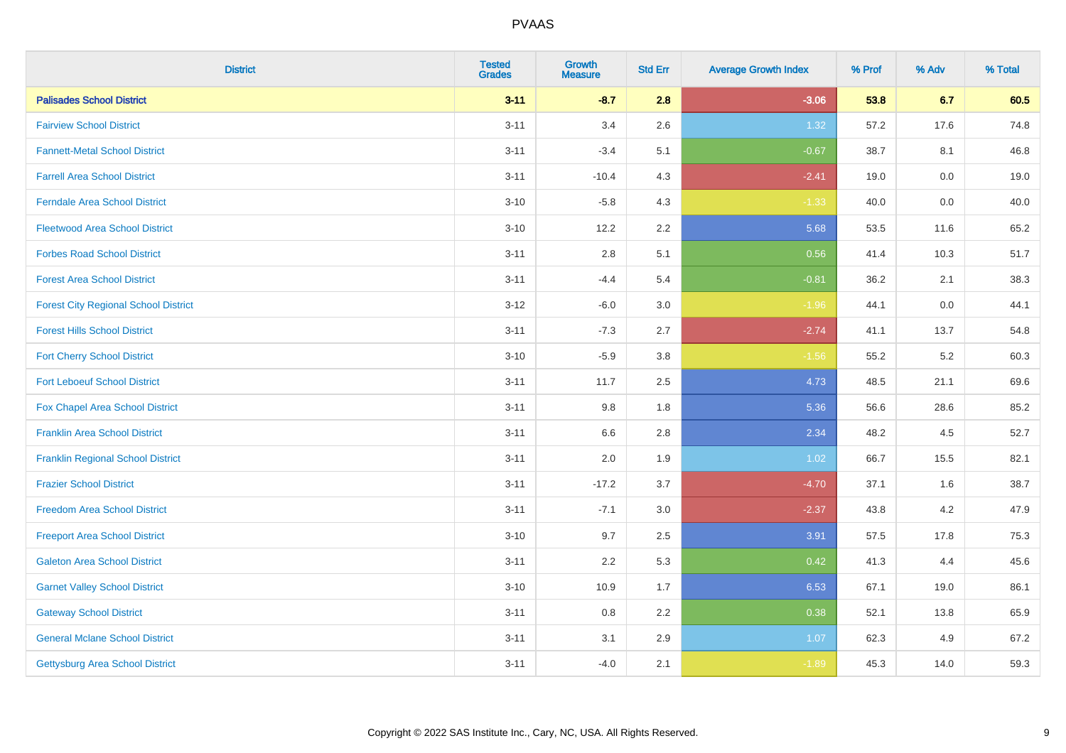# PVAAS

| District | Tested Grades | Growth Measure | Std Err | Average Growth Index | % Prof | % Adv | % Total |
|---|---|---|---|---|---|---|---|
| **Palisades School District** | **3-11** | **-8.7** | **2.8** | **-3.06** | **53.8** | **6.7** | **60.5** |
| Fairview School District | 3-11 | 3.4 | 2.6 | 1.32 | 57.2 | 17.6 | 74.8 |
| Fannett-Metal School District | 3-11 | -3.4 | 5.1 | -0.67 | 38.7 | 8.1 | 46.8 |
| Farrell Area School District | 3-11 | -10.4 | 4.3 | -2.41 | 19.0 | 0.0 | 19.0 |
| Ferndale Area School District | 3-10 | -5.8 | 4.3 | -1.33 | 40.0 | 0.0 | 40.0 |
| Fleetwood Area School District | 3-10 | 12.2 | 2.2 | 5.68 | 53.5 | 11.6 | 65.2 |
| Forbes Road School District | 3-11 | 2.8 | 5.1 | 0.56 | 41.4 | 10.3 | 51.7 |
| Forest Area School District | 3-11 | -4.4 | 5.4 | -0.81 | 36.2 | 2.1 | 38.3 |
| Forest City Regional School District | 3-12 | -6.0 | 3.0 | -1.96 | 44.1 | 0.0 | 44.1 |
| Forest Hills School District | 3-11 | -7.3 | 2.7 | -2.74 | 41.1 | 13.7 | 54.8 |
| Fort Cherry School District | 3-10 | -5.9 | 3.8 | -1.56 | 55.2 | 5.2 | 60.3 |
| Fort Leboeuf School District | 3-11 | 11.7 | 2.5 | 4.73 | 48.5 | 21.1 | 69.6 |
| Fox Chapel Area School District | 3-11 | 9.8 | 1.8 | 5.36 | 56.6 | 28.6 | 85.2 |
| Franklin Area School District | 3-11 | 6.6 | 2.8 | 2.34 | 48.2 | 4.5 | 52.7 |
| Franklin Regional School District | 3-11 | 2.0 | 1.9 | 1.02 | 66.7 | 15.5 | 82.1 |
| Frazier School District | 3-11 | -17.2 | 3.7 | -4.70 | 37.1 | 1.6 | 38.7 |
| Freedom Area School District | 3-11 | -7.1 | 3.0 | -2.37 | 43.8 | 4.2 | 47.9 |
| Freeport Area School District | 3-10 | 9.7 | 2.5 | 3.91 | 57.5 | 17.8 | 75.3 |
| Galeton Area School District | 3-11 | 2.2 | 5.3 | 0.42 | 41.3 | 4.4 | 45.6 |
| Garnet Valley School District | 3-10 | 10.9 | 1.7 | 6.53 | 67.1 | 19.0 | 86.1 |
| Gateway School District | 3-11 | 0.8 | 2.2 | 0.38 | 52.1 | 13.8 | 65.9 |
| General Mclane School District | 3-11 | 3.1 | 2.9 | 1.07 | 62.3 | 4.9 | 67.2 |
| Gettysburg Area School District | 3-11 | -4.0 | 2.1 | -1.89 | 45.3 | 14.0 | 59.3 |

Copyright © 2022 SAS Institute Inc., Cary, NC, USA. All Rights Reserved.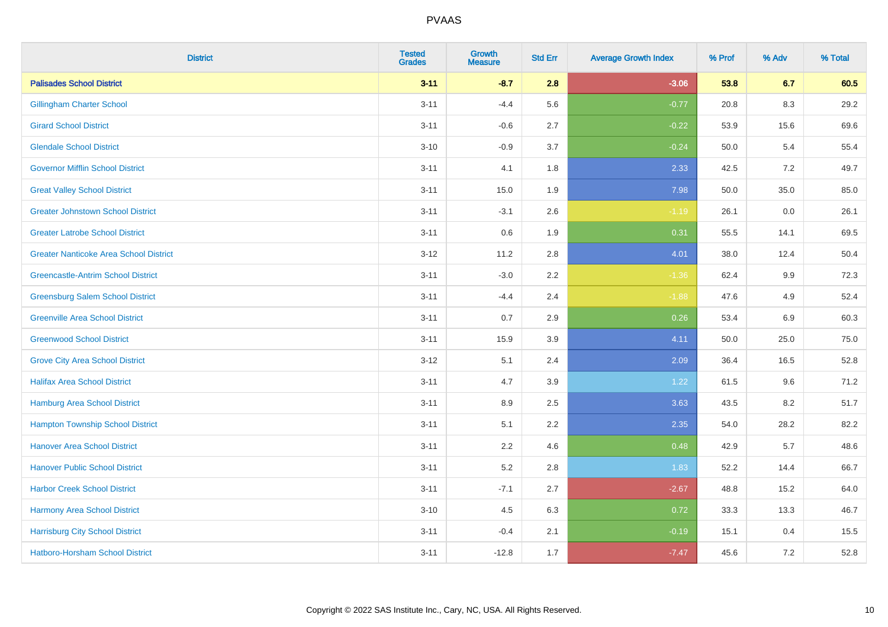# PVAAS

| District | Tested Grades | Growth Measure | Std Err | Average Growth Index | % Prof | % Adv | % Total |
|---|---|---|---|---|---|---|---|
| **Palisades School District** | **3-11** | **-8.7** | **2.8** | **-3.06** | **53.8** | **6.7** | **60.5** |
| Gillingham Charter School | 3-11 | -4.4 | 5.6 | -0.77 | 20.8 | 8.3 | 29.2 |
| Girard School District | 3-11 | -0.6 | 2.7 | -0.22 | 53.9 | 15.6 | 69.6 |
| Glendale School District | 3-10 | -0.9 | 3.7 | -0.24 | 50.0 | 5.4 | 55.4 |
| Governor Mifflin School District | 3-11 | 4.1 | 1.8 | 2.33 | 42.5 | 7.2 | 49.7 |
| Great Valley School District | 3-11 | 15.0 | 1.9 | 7.98 | 50.0 | 35.0 | 85.0 |
| Greater Johnstown School District | 3-11 | -3.1 | 2.6 | -1.19 | 26.1 | 0.0 | 26.1 |
| Greater Latrobe School District | 3-11 | 0.6 | 1.9 | 0.31 | 55.5 | 14.1 | 69.5 |
| Greater Nanticoke Area School District | 3-12 | 11.2 | 2.8 | 4.01 | 38.0 | 12.4 | 50.4 |
| Greencastle-Antrim School District | 3-11 | -3.0 | 2.2 | -1.36 | 62.4 | 9.9 | 72.3 |
| Greensburg Salem School District | 3-11 | -4.4 | 2.4 | -1.88 | 47.6 | 4.9 | 52.4 |
| Greenville Area School District | 3-11 | 0.7 | 2.9 | 0.26 | 53.4 | 6.9 | 60.3 |
| Greenwood School District | 3-11 | 15.9 | 3.9 | 4.11 | 50.0 | 25.0 | 75.0 |
| Grove City Area School District | 3-12 | 5.1 | 2.4 | 2.09 | 36.4 | 16.5 | 52.8 |
| Halifax Area School District | 3-11 | 4.7 | 3.9 | 1.22 | 61.5 | 9.6 | 71.2 |
| Hamburg Area School District | 3-11 | 8.9 | 2.5 | 3.63 | 43.5 | 8.2 | 51.7 |
| Hampton Township School District | 3-11 | 5.1 | 2.2 | 2.35 | 54.0 | 28.2 | 82.2 |
| Hanover Area School District | 3-11 | 2.2 | 4.6 | 0.48 | 42.9 | 5.7 | 48.6 |
| Hanover Public School District | 3-11 | 5.2 | 2.8 | 1.83 | 52.2 | 14.4 | 66.7 |
| Harbor Creek School District | 3-11 | -7.1 | 2.7 | -2.67 | 48.8 | 15.2 | 64.0 |
| Harmony Area School District | 3-10 | 4.5 | 6.3 | 0.72 | 33.3 | 13.3 | 46.7 |
| Harrisburg City School District | 3-11 | -0.4 | 2.1 | -0.19 | 15.1 | 0.4 | 15.5 |
| Hatboro-Horsham School District | 3-11 | -12.8 | 1.7 | -7.47 | 45.6 | 7.2 | 52.8 |

Copyright © 2022 SAS Institute Inc., Cary, NC, USA. All Rights Reserved.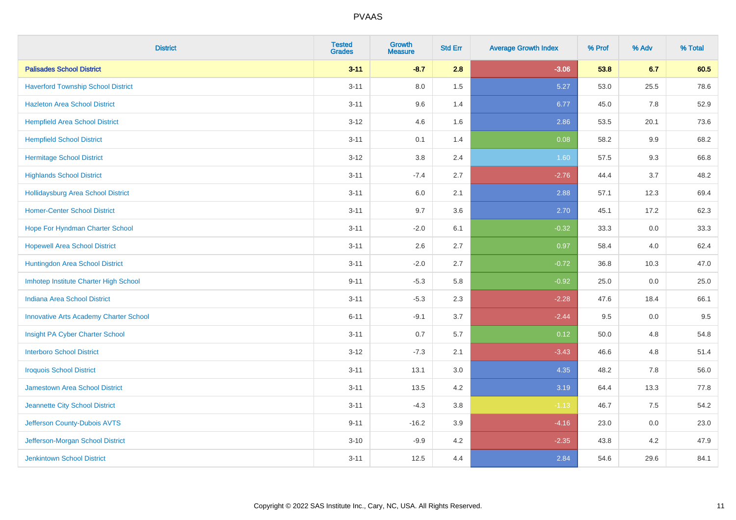| District | Tested Grades | Growth Measure | Std Err | Average Growth Index | % Prof | % Adv | % Total |
|---|---|---|---|---|---|---|---|
| **Palisades School District** | **3-11** | **-8.7** | **2.8** | **-3.06** | **53.8** | **6.7** | **60.5** |
| Haverford Township School District | 3-11 | 8.0 | 1.5 | 5.27 | 53.0 | 25.5 | 78.6 |
| Hazleton Area School District | 3-11 | 9.6 | 1.4 | 6.77 | 45.0 | 7.8 | 52.9 |
| Hempfield Area School District | 3-12 | 4.6 | 1.6 | 2.86 | 53.5 | 20.1 | 73.6 |
| Hempfield School District | 3-11 | 0.1 | 1.4 | 0.08 | 58.2 | 9.9 | 68.2 |
| Hermitage School District | 3-12 | 3.8 | 2.4 | 1.60 | 57.5 | 9.3 | 66.8 |
| Highlands School District | 3-11 | -7.4 | 2.7 | -2.76 | 44.4 | 3.7 | 48.2 |
| Hollidaysburg Area School District | 3-11 | 6.0 | 2.1 | 2.88 | 57.1 | 12.3 | 69.4 |
| Homer-Center School District | 3-11 | 9.7 | 3.6 | 2.70 | 45.1 | 17.2 | 62.3 |
| Hope For Hyndman Charter School | 3-11 | -2.0 | 6.1 | -0.32 | 33.3 | 0.0 | 33.3 |
| Hopewell Area School District | 3-11 | 2.6 | 2.7 | 0.97 | 58.4 | 4.0 | 62.4 |
| Huntingdon Area School District | 3-11 | -2.0 | 2.7 | -0.72 | 36.8 | 10.3 | 47.0 |
| Imhotep Institute Charter High School | 9-11 | -5.3 | 5.8 | -0.92 | 25.0 | 0.0 | 25.0 |
| Indiana Area School District | 3-11 | -5.3 | 2.3 | -2.28 | 47.6 | 18.4 | 66.1 |
| Innovative Arts Academy Charter School | 6-11 | -9.1 | 3.7 | -2.44 | 9.5 | 0.0 | 9.5 |
| Insight PA Cyber Charter School | 3-11 | 0.7 | 5.7 | 0.12 | 50.0 | 4.8 | 54.8 |
| Interboro School District | 3-12 | -7.3 | 2.1 | -3.43 | 46.6 | 4.8 | 51.4 |
| Iroquois School District | 3-11 | 13.1 | 3.0 | 4.35 | 48.2 | 7.8 | 56.0 |
| Jamestown Area School District | 3-11 | 13.5 | 4.2 | 3.19 | 64.4 | 13.3 | 77.8 |
| Jeannette City School District | 3-11 | -4.3 | 3.8 | -1.13 | 46.7 | 7.5 | 54.2 |
| Jefferson County-Dubois AVTS | 9-11 | -16.2 | 3.9 | -4.16 | 23.0 | 0.0 | 23.0 |
| Jefferson-Morgan School District | 3-10 | -9.9 | 4.2 | -2.35 | 43.8 | 4.2 | 47.9 |
| Jenkintown School District | 3-11 | 12.5 | 4.4 | 2.84 | 54.6 | 29.6 | 84.1 |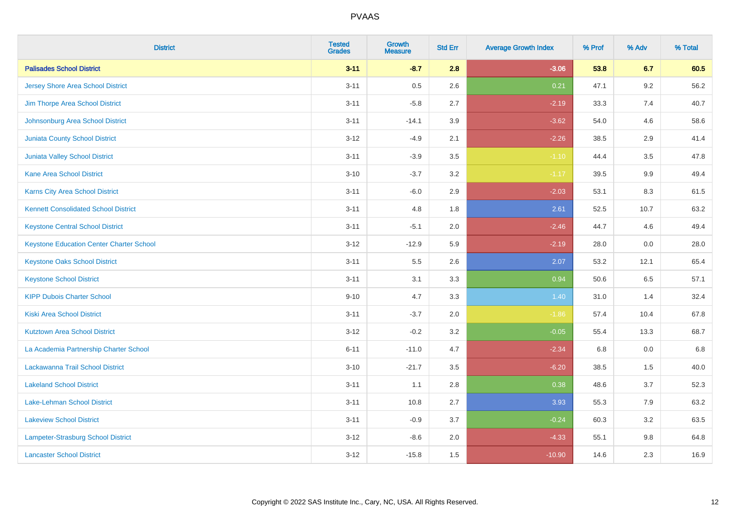# PVAAS

| District | Tested Grades | Growth Measure | Std Err | Average Growth Index | % Prof | % Adv | % Total |
|---|---|---|---|---|---|---|---|
| **Palisades School District** | **3-11** | **-8.7** | **2.8** | **-3.06** | **53.8** | **6.7** | **60.5** |
| Jersey Shore Area School District | 3-11 | 0.5 | 2.6 | 0.21 | 47.1 | 9.2 | 56.2 |
| Jim Thorpe Area School District | 3-11 | -5.8 | 2.7 | -2.19 | 33.3 | 7.4 | 40.7 |
| Johnsonburg Area School District | 3-11 | -14.1 | 3.9 | -3.62 | 54.0 | 4.6 | 58.6 |
| Juniata County School District | 3-12 | -4.9 | 2.1 | -2.26 | 38.5 | 2.9 | 41.4 |
| Juniata Valley School District | 3-11 | -3.9 | 3.5 | -1.10 | 44.4 | 3.5 | 47.8 |
| Kane Area School District | 3-10 | -3.7 | 3.2 | -1.17 | 39.5 | 9.9 | 49.4 |
| Karns City Area School District | 3-11 | -6.0 | 2.9 | -2.03 | 53.1 | 8.3 | 61.5 |
| Kennett Consolidated School District | 3-11 | 4.8 | 1.8 | 2.61 | 52.5 | 10.7 | 63.2 |
| Keystone Central School District | 3-11 | -5.1 | 2.0 | -2.46 | 44.7 | 4.6 | 49.4 |
| Keystone Education Center Charter School | 3-12 | -12.9 | 5.9 | -2.19 | 28.0 | 0.0 | 28.0 |
| Keystone Oaks School District | 3-11 | 5.5 | 2.6 | 2.07 | 53.2 | 12.1 | 65.4 |
| Keystone School District | 3-11 | 3.1 | 3.3 | 0.94 | 50.6 | 6.5 | 57.1 |
| KIPP Dubois Charter School | 9-10 | 4.7 | 3.3 | 1.40 | 31.0 | 1.4 | 32.4 |
| Kiski Area School District | 3-11 | -3.7 | 2.0 | -1.86 | 57.4 | 10.4 | 67.8 |
| Kutztown Area School District | 3-12 | -0.2 | 3.2 | -0.05 | 55.4 | 13.3 | 68.7 |
| La Academia Partnership Charter School | 6-11 | -11.0 | 4.7 | -2.34 | 6.8 | 0.0 | 6.8 |
| Lackawanna Trail School District | 3-10 | -21.7 | 3.5 | -6.20 | 38.5 | 1.5 | 40.0 |
| Lakeland School District | 3-11 | 1.1 | 2.8 | 0.38 | 48.6 | 3.7 | 52.3 |
| Lake-Lehman School District | 3-11 | 10.8 | 2.7 | 3.93 | 55.3 | 7.9 | 63.2 |
| Lakeview School District | 3-11 | -0.9 | 3.7 | -0.24 | 60.3 | 3.2 | 63.5 |
| Lampeter-Strasburg School District | 3-12 | -8.6 | 2.0 | -4.33 | 55.1 | 9.8 | 64.8 |
| Lancaster School District | 3-12 | -15.8 | 1.5 | -10.90 | 14.6 | 2.3 | 16.9 |

Copyright © 2022 SAS Institute Inc., Cary, NC, USA. All Rights Reserved.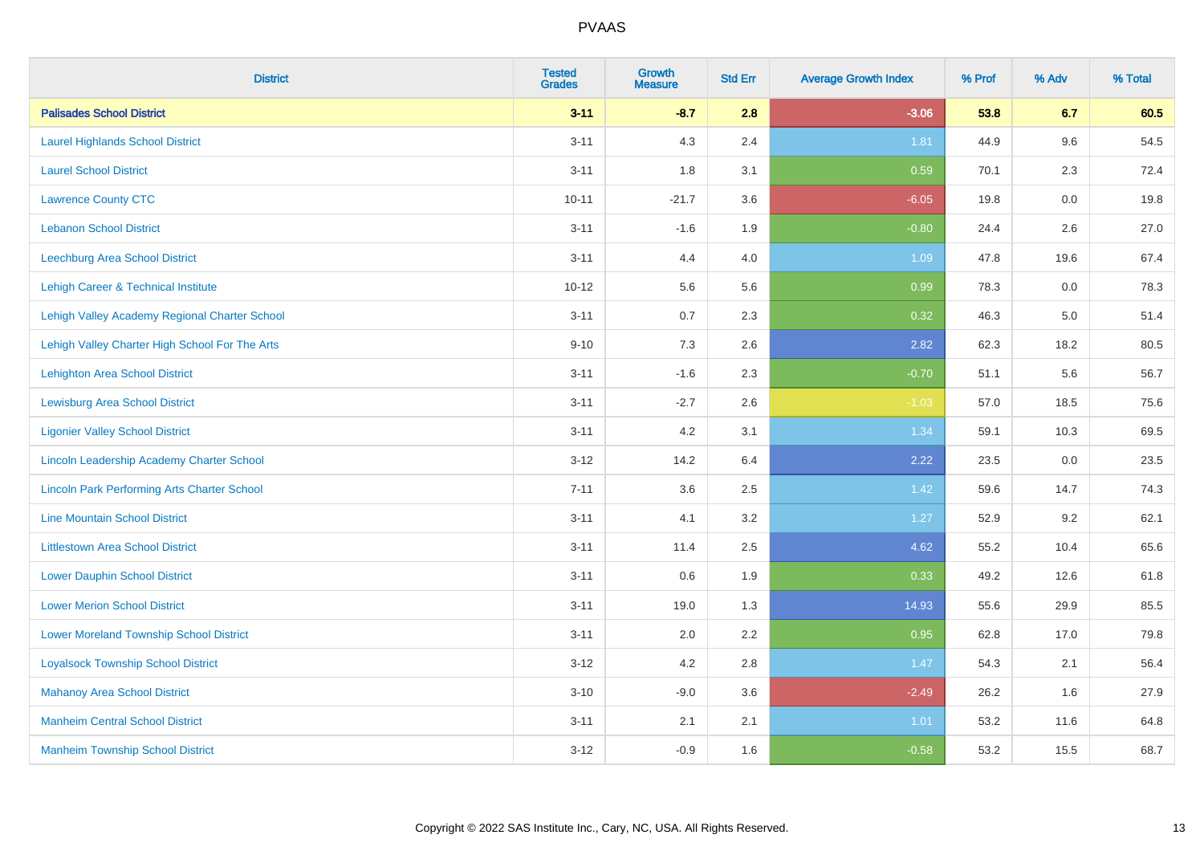| District | Tested Grades | Growth Measure | Std Err | Average Growth Index | % Prof | % Adv | % Total |
|---|---|---|---|---|---|---|---|
| **Palisades School District** | **3-11** | **-8.7** | **2.8** | **-3.06** | **53.8** | **6.7** | **60.5** |
| Laurel Highlands School District | 3-11 | 4.3 | 2.4 | 1.81 | 44.9 | 9.6 | 54.5 |
| Laurel School District | 3-11 | 1.8 | 3.1 | 0.59 | 70.1 | 2.3 | 72.4 |
| Lawrence County CTC | 10-11 | -21.7 | 3.6 | -6.05 | 19.8 | 0.0 | 19.8 |
| Lebanon School District | 3-11 | -1.6 | 1.9 | -0.80 | 24.4 | 2.6 | 27.0 |
| Leechburg Area School District | 3-11 | 4.4 | 4.0 | 1.09 | 47.8 | 19.6 | 67.4 |
| Lehigh Career & Technical Institute | 10-12 | 5.6 | 5.6 | 0.99 | 78.3 | 0.0 | 78.3 |
| Lehigh Valley Academy Regional Charter School | 3-11 | 0.7 | 2.3 | 0.32 | 46.3 | 5.0 | 51.4 |
| Lehigh Valley Charter High School For The Arts | 9-10 | 7.3 | 2.6 | 2.82 | 62.3 | 18.2 | 80.5 |
| Lehighton Area School District | 3-11 | -1.6 | 2.3 | -0.70 | 51.1 | 5.6 | 56.7 |
| Lewisburg Area School District | 3-11 | -2.7 | 2.6 | -1.03 | 57.0 | 18.5 | 75.6 |
| Ligonier Valley School District | 3-11 | 4.2 | 3.1 | 1.34 | 59.1 | 10.3 | 69.5 |
| Lincoln Leadership Academy Charter School | 3-12 | 14.2 | 6.4 | 2.22 | 23.5 | 0.0 | 23.5 |
| Lincoln Park Performing Arts Charter School | 7-11 | 3.6 | 2.5 | 1.42 | 59.6 | 14.7 | 74.3 |
| Line Mountain School District | 3-11 | 4.1 | 3.2 | 1.27 | 52.9 | 9.2 | 62.1 |
| Littlestown Area School District | 3-11 | 11.4 | 2.5 | 4.62 | 55.2 | 10.4 | 65.6 |
| Lower Dauphin School District | 3-11 | 0.6 | 1.9 | 0.33 | 49.2 | 12.6 | 61.8 |
| Lower Merion School District | 3-11 | 19.0 | 1.3 | 14.93 | 55.6 | 29.9 | 85.5 |
| Lower Moreland Township School District | 3-11 | 2.0 | 2.2 | 0.95 | 62.8 | 17.0 | 79.8 |
| Loyalsock Township School District | 3-12 | 4.2 | 2.8 | 1.47 | 54.3 | 2.1 | 56.4 |
| Mahanoy Area School District | 3-10 | -9.0 | 3.6 | -2.49 | 26.2 | 1.6 | 27.9 |
| Manheim Central School District | 3-11 | 2.1 | 2.1 | 1.01 | 53.2 | 11.6 | 64.8 |
| Manheim Township School District | 3-12 | -0.9 | 1.6 | -0.58 | 53.2 | 15.5 | 68.7 |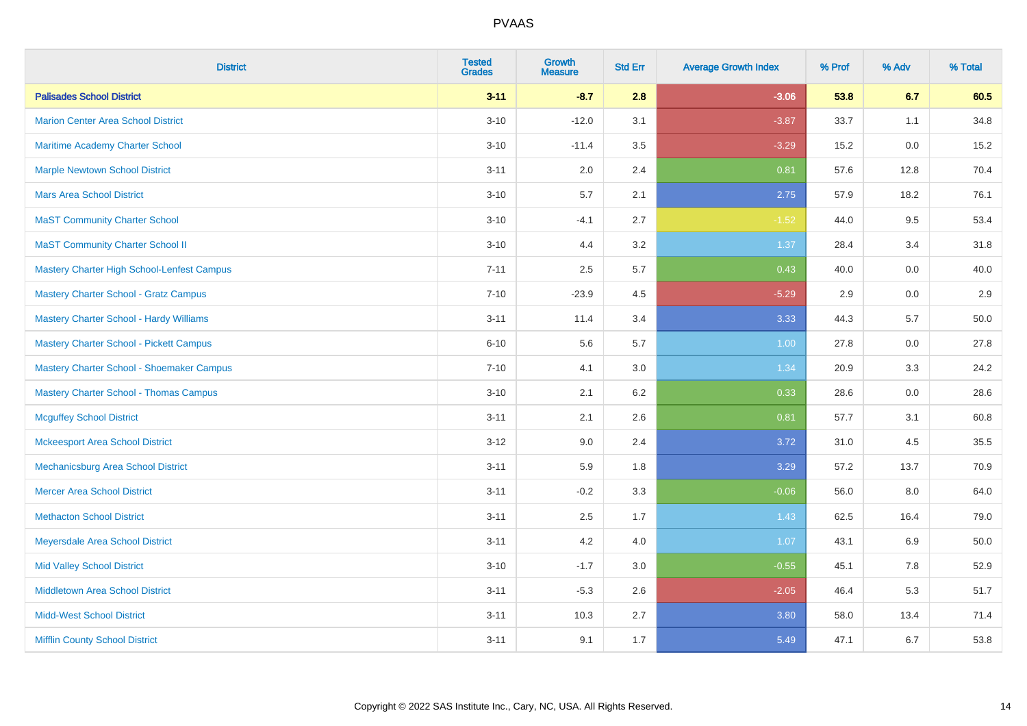| District | Tested Grades | Growth Measure | Std Err | Average Growth Index | % Prof | % Adv | % Total |
|---|---|---|---|---|---|---|---|
| **Palisades School District** | **3-11** | **-8.7** | **2.8** | **-3.06** | **53.8** | **6.7** | **60.5** |
| Marion Center Area School District | 3-10 | -12.0 | 3.1 | -3.87 | 33.7 | 1.1 | 34.8 |
| Maritime Academy Charter School | 3-10 | -11.4 | 3.5 | -3.29 | 15.2 | 0.0 | 15.2 |
| Marple Newtown School District | 3-11 | 2.0 | 2.4 | 0.81 | 57.6 | 12.8 | 70.4 |
| Mars Area School District | 3-10 | 5.7 | 2.1 | 2.75 | 57.9 | 18.2 | 76.1 |
| MaST Community Charter School | 3-10 | -4.1 | 2.7 | -1.52 | 44.0 | 9.5 | 53.4 |
| MaST Community Charter School II | 3-10 | 4.4 | 3.2 | 1.37 | 28.4 | 3.4 | 31.8 |
| Mastery Charter High School-Lenfest Campus | 7-11 | 2.5 | 5.7 | 0.43 | 40.0 | 0.0 | 40.0 |
| Mastery Charter School - Gratz Campus | 7-10 | -23.9 | 4.5 | -5.29 | 2.9 | 0.0 | 2.9 |
| Mastery Charter School - Hardy Williams | 3-11 | 11.4 | 3.4 | 3.33 | 44.3 | 5.7 | 50.0 |
| Mastery Charter School - Pickett Campus | 6-10 | 5.6 | 5.7 | 1.00 | 27.8 | 0.0 | 27.8 |
| Mastery Charter School - Shoemaker Campus | 7-10 | 4.1 | 3.0 | 1.34 | 20.9 | 3.3 | 24.2 |
| Mastery Charter School - Thomas Campus | 3-10 | 2.1 | 6.2 | 0.33 | 28.6 | 0.0 | 28.6 |
| Mcguffey School District | 3-11 | 2.1 | 2.6 | 0.81 | 57.7 | 3.1 | 60.8 |
| Mckeesport Area School District | 3-12 | 9.0 | 2.4 | 3.72 | 31.0 | 4.5 | 35.5 |
| Mechanicsburg Area School District | 3-11 | 5.9 | 1.8 | 3.29 | 57.2 | 13.7 | 70.9 |
| Mercer Area School District | 3-11 | -0.2 | 3.3 | -0.06 | 56.0 | 8.0 | 64.0 |
| Methacton School District | 3-11 | 2.5 | 1.7 | 1.43 | 62.5 | 16.4 | 79.0 |
| Meyersdale Area School District | 3-11 | 4.2 | 4.0 | 1.07 | 43.1 | 6.9 | 50.0 |
| Mid Valley School District | 3-10 | -1.7 | 3.0 | -0.55 | 45.1 | 7.8 | 52.9 |
| Middletown Area School District | 3-11 | -5.3 | 2.6 | -2.05 | 46.4 | 5.3 | 51.7 |
| Midd-West School District | 3-11 | 10.3 | 2.7 | 3.80 | 58.0 | 13.4 | 71.4 |
| Mifflin County School District | 3-11 | 9.1 | 1.7 | 5.49 | 47.1 | 6.7 | 53.8 |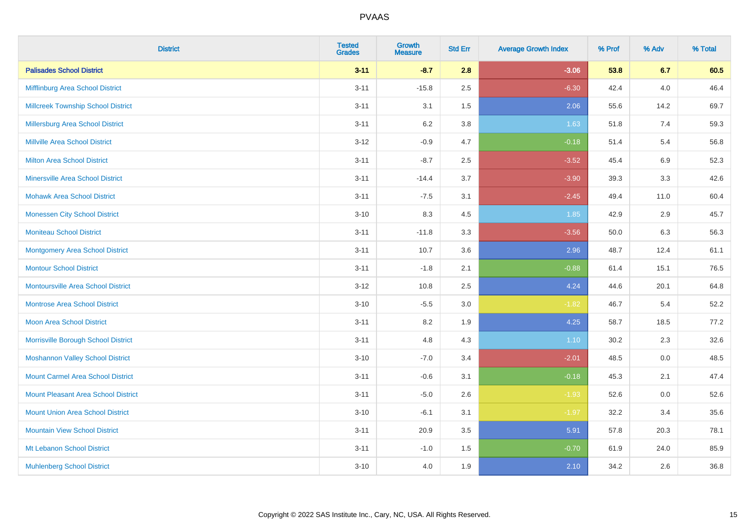PVAAS

| District | Tested Grades | Growth Measure | Std Err | Average Growth Index | % Prof | % Adv | % Total |
|---|---|---|---|---|---|---|---|
| **Palisades School District** | **3-11** | **-8.7** | **2.8** | **-3.06** | **53.8** | **6.7** | **60.5** |
| Mifflinburg Area School District | 3-11 | -15.8 | 2.5 | -6.30 | 42.4 | 4.0 | 46.4 |
| Millcreek Township School District | 3-11 | 3.1 | 1.5 | 2.06 | 55.6 | 14.2 | 69.7 |
| Millersburg Area School District | 3-11 | 6.2 | 3.8 | 1.63 | 51.8 | 7.4 | 59.3 |
| Millville Area School District | 3-12 | -0.9 | 4.7 | -0.18 | 51.4 | 5.4 | 56.8 |
| Milton Area School District | 3-11 | -8.7 | 2.5 | -3.52 | 45.4 | 6.9 | 52.3 |
| Minersville Area School District | 3-11 | -14.4 | 3.7 | -3.90 | 39.3 | 3.3 | 42.6 |
| Mohawk Area School District | 3-11 | -7.5 | 3.1 | -2.45 | 49.4 | 11.0 | 60.4 |
| Monessen City School District | 3-10 | 8.3 | 4.5 | 1.85 | 42.9 | 2.9 | 45.7 |
| Moniteau School District | 3-11 | -11.8 | 3.3 | -3.56 | 50.0 | 6.3 | 56.3 |
| Montgomery Area School District | 3-11 | 10.7 | 3.6 | 2.96 | 48.7 | 12.4 | 61.1 |
| Montour School District | 3-11 | -1.8 | 2.1 | -0.88 | 61.4 | 15.1 | 76.5 |
| Montoursville Area School District | 3-12 | 10.8 | 2.5 | 4.24 | 44.6 | 20.1 | 64.8 |
| Montrose Area School District | 3-10 | -5.5 | 3.0 | -1.82 | 46.7 | 5.4 | 52.2 |
| Moon Area School District | 3-11 | 8.2 | 1.9 | 4.25 | 58.7 | 18.5 | 77.2 |
| Morrisville Borough School District | 3-11 | 4.8 | 4.3 | 1.10 | 30.2 | 2.3 | 32.6 |
| Moshannon Valley School District | 3-10 | -7.0 | 3.4 | -2.01 | 48.5 | 0.0 | 48.5 |
| Mount Carmel Area School District | 3-11 | -0.6 | 3.1 | -0.18 | 45.3 | 2.1 | 47.4 |
| Mount Pleasant Area School District | 3-11 | -5.0 | 2.6 | -1.93 | 52.6 | 0.0 | 52.6 |
| Mount Union Area School District | 3-10 | -6.1 | 3.1 | -1.97 | 32.2 | 3.4 | 35.6 |
| Mountain View School District | 3-11 | 20.9 | 3.5 | 5.91 | 57.8 | 20.3 | 78.1 |
| Mt Lebanon School District | 3-11 | -1.0 | 1.5 | -0.70 | 61.9 | 24.0 | 85.9 |
| Muhlenberg School District | 3-10 | 4.0 | 1.9 | 2.10 | 34.2 | 2.6 | 36.8 |

Copyright © 2022 SAS Institute Inc., Cary, NC, USA. All Rights Reserved.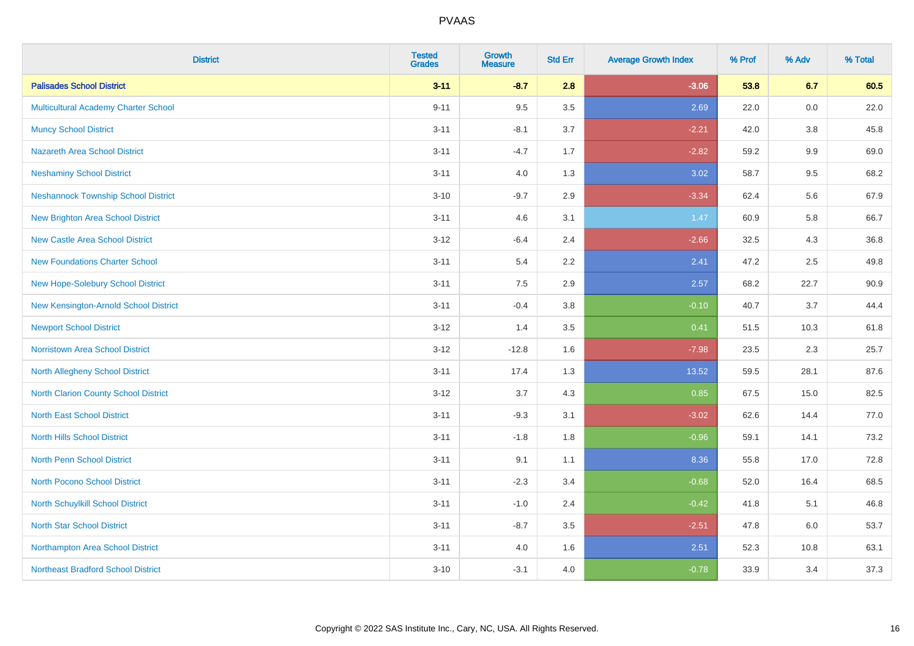| District | Tested Grades | Growth Measure | Std Err | Average Growth Index | % Prof | % Adv | % Total |
|---|---|---|---|---|---|---|---|
| **Palisades School District** | **3-11** | **-8.7** | **2.8** | **-3.06** | **53.8** | **6.7** | **60.5** |
| Multicultural Academy Charter School | 9-11 | 9.5 | 3.5 | 2.69 | 22.0 | 0.0 | 22.0 |
| Muncy School District | 3-11 | -8.1 | 3.7 | -2.21 | 42.0 | 3.8 | 45.8 |
| Nazareth Area School District | 3-11 | -4.7 | 1.7 | -2.82 | 59.2 | 9.9 | 69.0 |
| Neshaminy School District | 3-11 | 4.0 | 1.3 | 3.02 | 58.7 | 9.5 | 68.2 |
| Neshannock Township School District | 3-10 | -9.7 | 2.9 | -3.34 | 62.4 | 5.6 | 67.9 |
| New Brighton Area School District | 3-11 | 4.6 | 3.1 | 1.47 | 60.9 | 5.8 | 66.7 |
| New Castle Area School District | 3-12 | -6.4 | 2.4 | -2.66 | 32.5 | 4.3 | 36.8 |
| New Foundations Charter School | 3-11 | 5.4 | 2.2 | 2.41 | 47.2 | 2.5 | 49.8 |
| New Hope-Solebury School District | 3-11 | 7.5 | 2.9 | 2.57 | 68.2 | 22.7 | 90.9 |
| New Kensington-Arnold School District | 3-11 | -0.4 | 3.8 | -0.10 | 40.7 | 3.7 | 44.4 |
| Newport School District | 3-12 | 1.4 | 3.5 | 0.41 | 51.5 | 10.3 | 61.8 |
| Norristown Area School District | 3-12 | -12.8 | 1.6 | -7.98 | 23.5 | 2.3 | 25.7 |
| North Allegheny School District | 3-11 | 17.4 | 1.3 | 13.52 | 59.5 | 28.1 | 87.6 |
| North Clarion County School District | 3-12 | 3.7 | 4.3 | 0.85 | 67.5 | 15.0 | 82.5 |
| North East School District | 3-11 | -9.3 | 3.1 | -3.02 | 62.6 | 14.4 | 77.0 |
| North Hills School District | 3-11 | -1.8 | 1.8 | -0.96 | 59.1 | 14.1 | 73.2 |
| North Penn School District | 3-11 | 9.1 | 1.1 | 8.36 | 55.8 | 17.0 | 72.8 |
| North Pocono School District | 3-11 | -2.3 | 3.4 | -0.68 | 52.0 | 16.4 | 68.5 |
| North Schuylkill School District | 3-11 | -1.0 | 2.4 | -0.42 | 41.8 | 5.1 | 46.8 |
| North Star School District | 3-11 | -8.7 | 3.5 | -2.51 | 47.8 | 6.0 | 53.7 |
| Northampton Area School District | 3-11 | 4.0 | 1.6 | 2.51 | 52.3 | 10.8 | 63.1 |
| Northeast Bradford School District | 3-10 | -3.1 | 4.0 | -0.78 | 33.9 | 3.4 | 37.3 |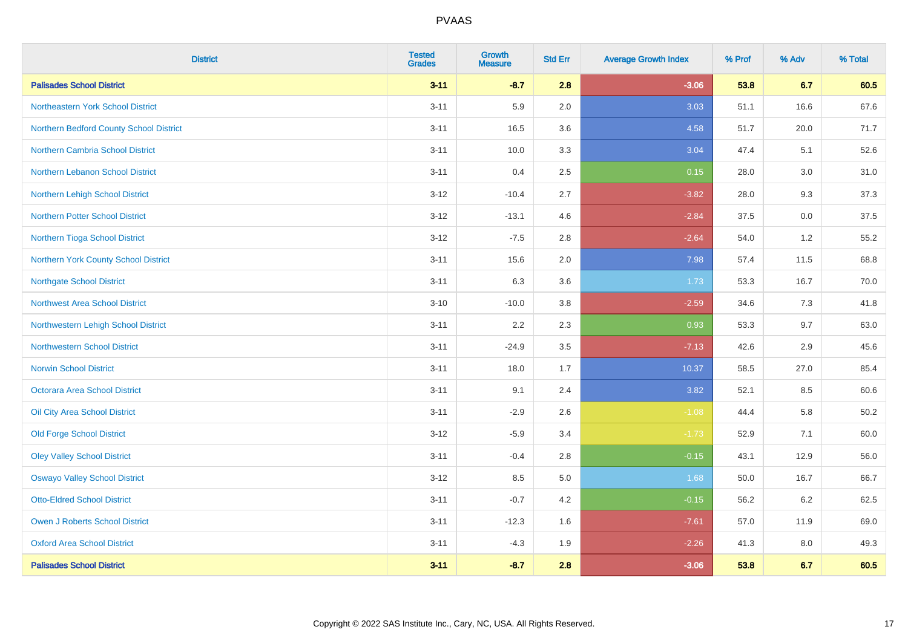# PVAAS

| District | Tested Grades | Growth Measure | Std Err | Average Growth Index | % Prof | % Adv | % Total |
|---|---|---|---|---|---|---|---|
| **Palisades School District** | **3-11** | **-8.7** | **2.8** | **-3.06** | **53.8** | **6.7** | **60.5** |
| Northeastern York School District | 3-11 | 5.9 | 2.0 | 3.03 | 51.1 | 16.6 | 67.6 |
| Northern Bedford County School District | 3-11 | 16.5 | 3.6 | 4.58 | 51.7 | 20.0 | 71.7 |
| Northern Cambria School District | 3-11 | 10.0 | 3.3 | 3.04 | 47.4 | 5.1 | 52.6 |
| Northern Lebanon School District | 3-11 | 0.4 | 2.5 | 0.15 | 28.0 | 3.0 | 31.0 |
| Northern Lehigh School District | 3-12 | -10.4 | 2.7 | -3.82 | 28.0 | 9.3 | 37.3 |
| Northern Potter School District | 3-12 | -13.1 | 4.6 | -2.84 | 37.5 | 0.0 | 37.5 |
| Northern Tioga School District | 3-12 | -7.5 | 2.8 | -2.64 | 54.0 | 1.2 | 55.2 |
| Northern York County School District | 3-11 | 15.6 | 2.0 | 7.98 | 57.4 | 11.5 | 68.8 |
| Northgate School District | 3-11 | 6.3 | 3.6 | 1.73 | 53.3 | 16.7 | 70.0 |
| Northwest Area School District | 3-10 | -10.0 | 3.8 | -2.59 | 34.6 | 7.3 | 41.8 |
| Northwestern Lehigh School District | 3-11 | 2.2 | 2.3 | 0.93 | 53.3 | 9.7 | 63.0 |
| Northwestern School District | 3-11 | -24.9 | 3.5 | -7.13 | 42.6 | 2.9 | 45.6 |
| Norwin School District | 3-11 | 18.0 | 1.7 | 10.37 | 58.5 | 27.0 | 85.4 |
| Octorara Area School District | 3-11 | 9.1 | 2.4 | 3.82 | 52.1 | 8.5 | 60.6 |
| Oil City Area School District | 3-11 | -2.9 | 2.6 | -1.08 | 44.4 | 5.8 | 50.2 |
| Old Forge School District | 3-12 | -5.9 | 3.4 | -1.73 | 52.9 | 7.1 | 60.0 |
| Oley Valley School District | 3-11 | -0.4 | 2.8 | -0.15 | 43.1 | 12.9 | 56.0 |
| Oswayo Valley School District | 3-12 | 8.5 | 5.0 | 1.68 | 50.0 | 16.7 | 66.7 |
| Otto-Eldred School District | 3-11 | -0.7 | 4.2 | -0.15 | 56.2 | 6.2 | 62.5 |
| Owen J Roberts School District | 3-11 | -12.3 | 1.6 | -7.61 | 57.0 | 11.9 | 69.0 |
| Oxford Area School District | 3-11 | -4.3 | 1.9 | -2.26 | 41.3 | 8.0 | 49.3 |
| **Palisades School District** | **3-11** | **-8.7** | **2.8** | **-3.06** | **53.8** | **6.7** | **60.5** |

Copyright © 2022 SAS Institute Inc., Cary, NC, USA. All Rights Reserved.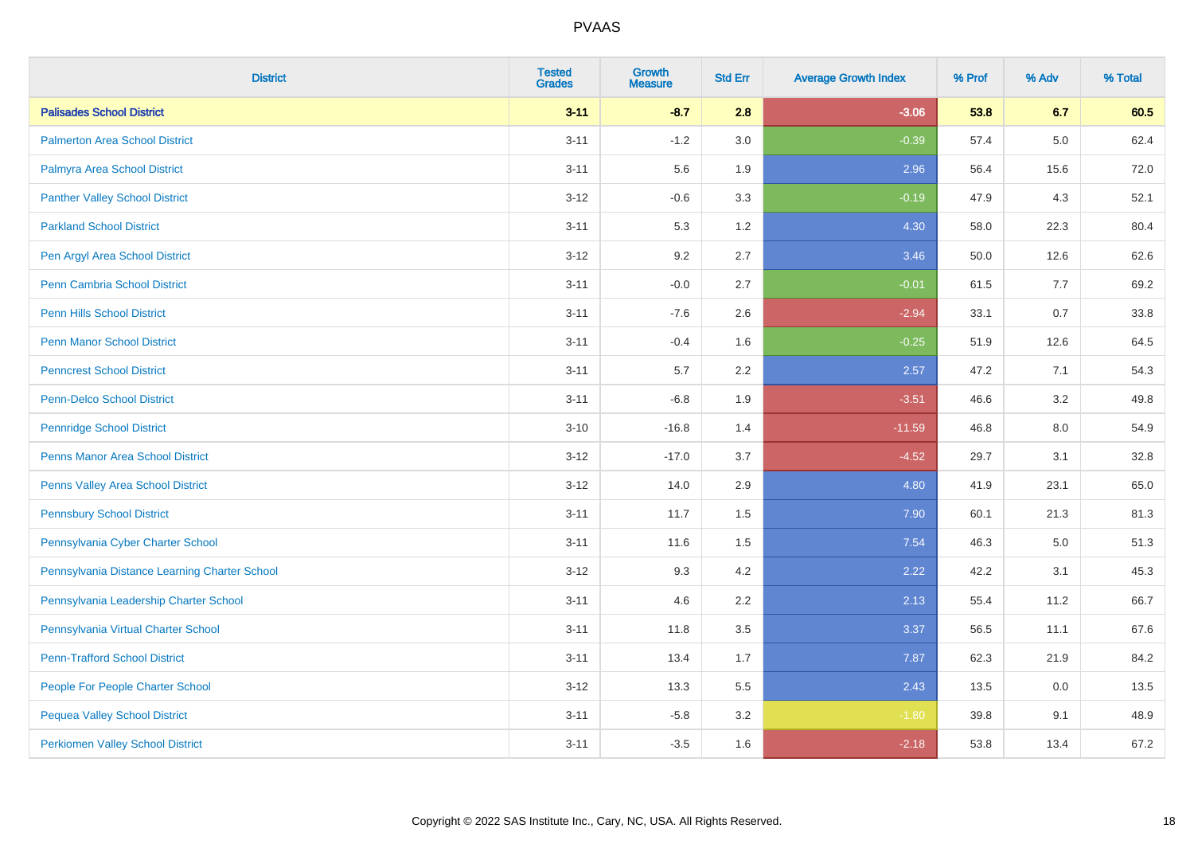| District | Tested Grades | Growth Measure | Std Err | Average Growth Index | % Prof | % Adv | % Total |
|---|---|---|---|---|---|---|---|
| **Palisades School District** | **3-11** | **-8.7** | **2.8** | **-3.06** | **53.8** | **6.7** | **60.5** |
| Palmerton Area School District | 3-11 | -1.2 | 3.0 | -0.39 | 57.4 | 5.0 | 62.4 |
| Palmyra Area School District | 3-11 | 5.6 | 1.9 | 2.96 | 56.4 | 15.6 | 72.0 |
| Panther Valley School District | 3-12 | -0.6 | 3.3 | -0.19 | 47.9 | 4.3 | 52.1 |
| Parkland School District | 3-11 | 5.3 | 1.2 | 4.30 | 58.0 | 22.3 | 80.4 |
| Pen Argyl Area School District | 3-12 | 9.2 | 2.7 | 3.46 | 50.0 | 12.6 | 62.6 |
| Penn Cambria School District | 3-11 | -0.0 | 2.7 | -0.01 | 61.5 | 7.7 | 69.2 |
| Penn Hills School District | 3-11 | -7.6 | 2.6 | -2.94 | 33.1 | 0.7 | 33.8 |
| Penn Manor School District | 3-11 | -0.4 | 1.6 | -0.25 | 51.9 | 12.6 | 64.5 |
| Penncrest School District | 3-11 | 5.7 | 2.2 | 2.57 | 47.2 | 7.1 | 54.3 |
| Penn-Delco School District | 3-11 | -6.8 | 1.9 | -3.51 | 46.6 | 3.2 | 49.8 |
| Pennridge School District | 3-10 | -16.8 | 1.4 | -11.59 | 46.8 | 8.0 | 54.9 |
| Penns Manor Area School District | 3-12 | -17.0 | 3.7 | -4.52 | 29.7 | 3.1 | 32.8 |
| Penns Valley Area School District | 3-12 | 14.0 | 2.9 | 4.80 | 41.9 | 23.1 | 65.0 |
| Pennsbury School District | 3-11 | 11.7 | 1.5 | 7.90 | 60.1 | 21.3 | 81.3 |
| Pennsylvania Cyber Charter School | 3-11 | 11.6 | 1.5 | 7.54 | 46.3 | 5.0 | 51.3 |
| Pennsylvania Distance Learning Charter School | 3-12 | 9.3 | 4.2 | 2.22 | 42.2 | 3.1 | 45.3 |
| Pennsylvania Leadership Charter School | 3-11 | 4.6 | 2.2 | 2.13 | 55.4 | 11.2 | 66.7 |
| Pennsylvania Virtual Charter School | 3-11 | 11.8 | 3.5 | 3.37 | 56.5 | 11.1 | 67.6 |
| Penn-Trafford School District | 3-11 | 13.4 | 1.7 | 7.87 | 62.3 | 21.9 | 84.2 |
| People For People Charter School | 3-12 | 13.3 | 5.5 | 2.43 | 13.5 | 0.0 | 13.5 |
| Pequea Valley School District | 3-11 | -5.8 | 3.2 | -1.80 | 39.8 | 9.1 | 48.9 |
| Perkiomen Valley School District | 3-11 | -3.5 | 1.6 | -2.18 | 53.8 | 13.4 | 67.2 |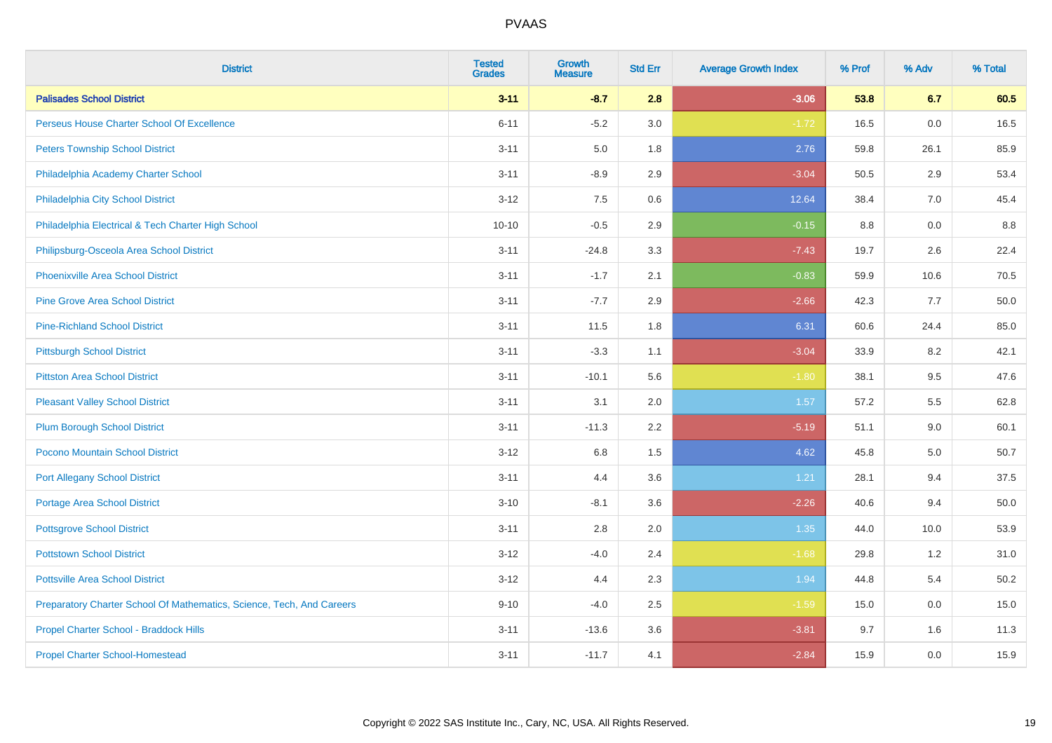| District | Tested Grades | Growth Measure | Std Err | Average Growth Index | % Prof | % Adv | % Total |
|---|---|---|---|---|---|---|---|
| **Palisades School District** | **3-11** | **-8.7** | **2.8** | **-3.06** | **53.8** | **6.7** | **60.5** |
| Perseus House Charter School Of Excellence | 6-11 | -5.2 | 3.0 | -1.72 | 16.5 | 0.0 | 16.5 |
| Peters Township School District | 3-11 | 5.0 | 1.8 | 2.76 | 59.8 | 26.1 | 85.9 |
| Philadelphia Academy Charter School | 3-11 | -8.9 | 2.9 | -3.04 | 50.5 | 2.9 | 53.4 |
| Philadelphia City School District | 3-12 | 7.5 | 0.6 | 12.64 | 38.4 | 7.0 | 45.4 |
| Philadelphia Electrical & Tech Charter High School | 10-10 | -0.5 | 2.9 | -0.15 | 8.8 | 0.0 | 8.8 |
| Philipsburg-Osceola Area School District | 3-11 | -24.8 | 3.3 | -7.43 | 19.7 | 2.6 | 22.4 |
| Phoenixville Area School District | 3-11 | -1.7 | 2.1 | -0.83 | 59.9 | 10.6 | 70.5 |
| Pine Grove Area School District | 3-11 | -7.7 | 2.9 | -2.66 | 42.3 | 7.7 | 50.0 |
| Pine-Richland School District | 3-11 | 11.5 | 1.8 | 6.31 | 60.6 | 24.4 | 85.0 |
| Pittsburgh School District | 3-11 | -3.3 | 1.1 | -3.04 | 33.9 | 8.2 | 42.1 |
| Pittston Area School District | 3-11 | -10.1 | 5.6 | -1.80 | 38.1 | 9.5 | 47.6 |
| Pleasant Valley School District | 3-11 | 3.1 | 2.0 | 1.57 | 57.2 | 5.5 | 62.8 |
| Plum Borough School District | 3-11 | -11.3 | 2.2 | -5.19 | 51.1 | 9.0 | 60.1 |
| Pocono Mountain School District | 3-12 | 6.8 | 1.5 | 4.62 | 45.8 | 5.0 | 50.7 |
| Port Allegany School District | 3-11 | 4.4 | 3.6 | 1.21 | 28.1 | 9.4 | 37.5 |
| Portage Area School District | 3-10 | -8.1 | 3.6 | -2.26 | 40.6 | 9.4 | 50.0 |
| Pottsgrove School District | 3-11 | 2.8 | 2.0 | 1.35 | 44.0 | 10.0 | 53.9 |
| Pottstown School District | 3-12 | -4.0 | 2.4 | -1.68 | 29.8 | 1.2 | 31.0 |
| Pottsville Area School District | 3-12 | 4.4 | 2.3 | 1.94 | 44.8 | 5.4 | 50.2 |
| Preparatory Charter School Of Mathematics, Science, Tech, And Careers | 9-10 | -4.0 | 2.5 | -1.59 | 15.0 | 0.0 | 15.0 |
| Propel Charter School - Braddock Hills | 3-11 | -13.6 | 3.6 | -3.81 | 9.7 | 1.6 | 11.3 |
| Propel Charter School-Homestead | 3-11 | -11.7 | 4.1 | -2.84 | 15.9 | 0.0 | 15.9 |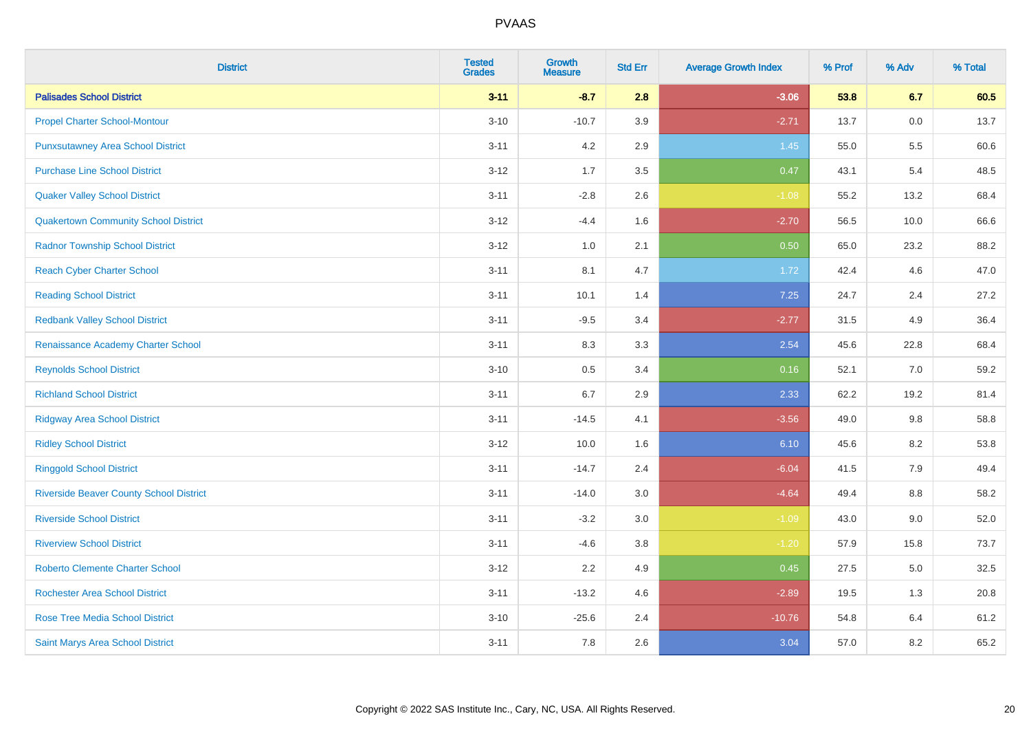| District | Tested Grades | Growth Measure | Std Err | Average Growth Index | % Prof | % Adv | % Total |
|---|---|---|---|---|---|---|---|
| **Palisades School District** | **3-11** | **-8.7** | **2.8** | **-3.06** | **53.8** | **6.7** | **60.5** |
| Propel Charter School-Montour | 3-10 | -10.7 | 3.9 | -2.71 | 13.7 | 0.0 | 13.7 |
| Punxsutawney Area School District | 3-11 | 4.2 | 2.9 | 1.45 | 55.0 | 5.5 | 60.6 |
| Purchase Line School District | 3-12 | 1.7 | 3.5 | 0.47 | 43.1 | 5.4 | 48.5 |
| Quaker Valley School District | 3-11 | -2.8 | 2.6 | -1.08 | 55.2 | 13.2 | 68.4 |
| Quakertown Community School District | 3-12 | -4.4 | 1.6 | -2.70 | 56.5 | 10.0 | 66.6 |
| Radnor Township School District | 3-12 | 1.0 | 2.1 | 0.50 | 65.0 | 23.2 | 88.2 |
| Reach Cyber Charter School | 3-11 | 8.1 | 4.7 | 1.72 | 42.4 | 4.6 | 47.0 |
| Reading School District | 3-11 | 10.1 | 1.4 | 7.25 | 24.7 | 2.4 | 27.2 |
| Redbank Valley School District | 3-11 | -9.5 | 3.4 | -2.77 | 31.5 | 4.9 | 36.4 |
| Renaissance Academy Charter School | 3-11 | 8.3 | 3.3 | 2.54 | 45.6 | 22.8 | 68.4 |
| Reynolds School District | 3-10 | 0.5 | 3.4 | 0.16 | 52.1 | 7.0 | 59.2 |
| Richland School District | 3-11 | 6.7 | 2.9 | 2.33 | 62.2 | 19.2 | 81.4 |
| Ridgway Area School District | 3-11 | -14.5 | 4.1 | -3.56 | 49.0 | 9.8 | 58.8 |
| Ridley School District | 3-12 | 10.0 | 1.6 | 6.10 | 45.6 | 8.2 | 53.8 |
| Ringgold School District | 3-11 | -14.7 | 2.4 | -6.04 | 41.5 | 7.9 | 49.4 |
| Riverside Beaver County School District | 3-11 | -14.0 | 3.0 | -4.64 | 49.4 | 8.8 | 58.2 |
| Riverside School District | 3-11 | -3.2 | 3.0 | -1.09 | 43.0 | 9.0 | 52.0 |
| Riverview School District | 3-11 | -4.6 | 3.8 | -1.20 | 57.9 | 15.8 | 73.7 |
| Roberto Clemente Charter School | 3-12 | 2.2 | 4.9 | 0.45 | 27.5 | 5.0 | 32.5 |
| Rochester Area School District | 3-11 | -13.2 | 4.6 | -2.89 | 19.5 | 1.3 | 20.8 |
| Rose Tree Media School District | 3-10 | -25.6 | 2.4 | -10.76 | 54.8 | 6.4 | 61.2 |
| Saint Marys Area School District | 3-11 | 7.8 | 2.6 | 3.04 | 57.0 | 8.2 | 65.2 |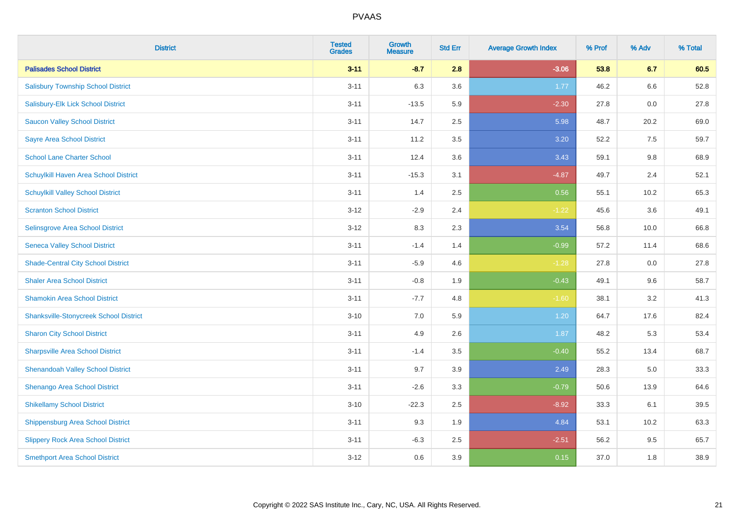# PVAAS

| District | Tested Grades | Growth Measure | Std Err | Average Growth Index | % Prof | % Adv | % Total |
|---|---|---|---|---|---|---|---|
| **Palisades School District** | **3-11** | **-8.7** | **2.8** | **-3.06** | **53.8** | **6.7** | **60.5** |
| Salisbury Township School District | 3-11 | 6.3 | 3.6 | 1.77 | 46.2 | 6.6 | 52.8 |
| Salisbury-Elk Lick School District | 3-11 | -13.5 | 5.9 | -2.30 | 27.8 | 0.0 | 27.8 |
| Saucon Valley School District | 3-11 | 14.7 | 2.5 | 5.98 | 48.7 | 20.2 | 69.0 |
| Sayre Area School District | 3-11 | 11.2 | 3.5 | 3.20 | 52.2 | 7.5 | 59.7 |
| School Lane Charter School | 3-11 | 12.4 | 3.6 | 3.43 | 59.1 | 9.8 | 68.9 |
| Schuylkill Haven Area School District | 3-11 | -15.3 | 3.1 | -4.87 | 49.7 | 2.4 | 52.1 |
| Schuylkill Valley School District | 3-11 | 1.4 | 2.5 | 0.56 | 55.1 | 10.2 | 65.3 |
| Scranton School District | 3-12 | -2.9 | 2.4 | -1.22 | 45.6 | 3.6 | 49.1 |
| Selinsgrove Area School District | 3-12 | 8.3 | 2.3 | 3.54 | 56.8 | 10.0 | 66.8 |
| Seneca Valley School District | 3-11 | -1.4 | 1.4 | -0.99 | 57.2 | 11.4 | 68.6 |
| Shade-Central City School District | 3-11 | -5.9 | 4.6 | -1.28 | 27.8 | 0.0 | 27.8 |
| Shaler Area School District | 3-11 | -0.8 | 1.9 | -0.43 | 49.1 | 9.6 | 58.7 |
| Shamokin Area School District | 3-11 | -7.7 | 4.8 | -1.60 | 38.1 | 3.2 | 41.3 |
| Shanksville-Stonycreek School District | 3-10 | 7.0 | 5.9 | 1.20 | 64.7 | 17.6 | 82.4 |
| Sharon City School District | 3-11 | 4.9 | 2.6 | 1.87 | 48.2 | 5.3 | 53.4 |
| Sharpsville Area School District | 3-11 | -1.4 | 3.5 | -0.40 | 55.2 | 13.4 | 68.7 |
| Shenandoah Valley School District | 3-11 | 9.7 | 3.9 | 2.49 | 28.3 | 5.0 | 33.3 |
| Shenango Area School District | 3-11 | -2.6 | 3.3 | -0.79 | 50.6 | 13.9 | 64.6 |
| Shikellamy School District | 3-10 | -22.3 | 2.5 | -8.92 | 33.3 | 6.1 | 39.5 |
| Shippensburg Area School District | 3-11 | 9.3 | 1.9 | 4.84 | 53.1 | 10.2 | 63.3 |
| Slippery Rock Area School District | 3-11 | -6.3 | 2.5 | -2.51 | 56.2 | 9.5 | 65.7 |
| Smethport Area School District | 3-12 | 0.6 | 3.9 | 0.15 | 37.0 | 1.8 | 38.9 |

Copyright © 2022 SAS Institute Inc., Cary, NC, USA. All Rights Reserved.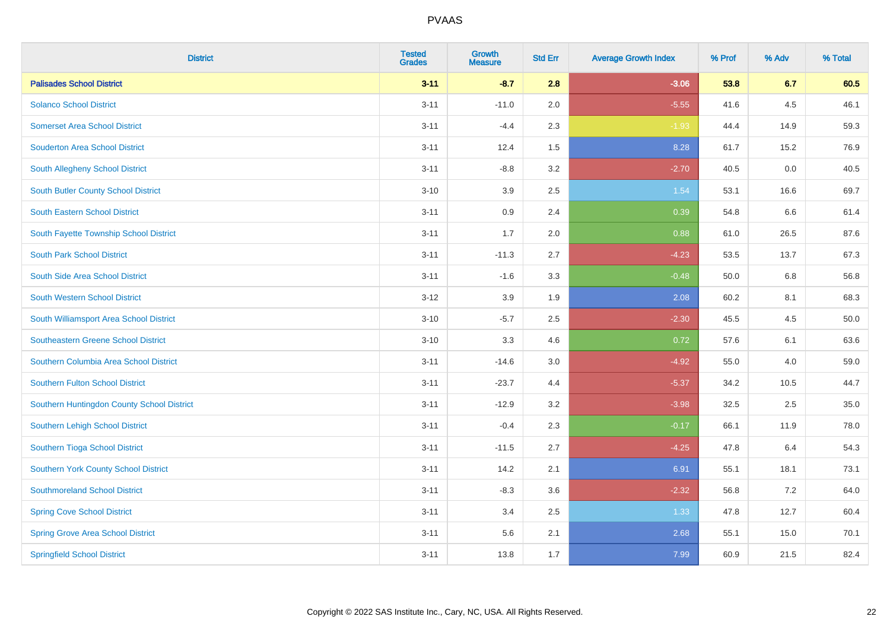# PVAAS

| District | Tested Grades | Growth Measure | Std Err | Average Growth Index | % Prof | % Adv | % Total |
|---|---|---|---|---|---|---|---|
| **Palisades School District** | **3-11** | **-8.7** | **2.8** | **-3.06** | **53.8** | **6.7** | **60.5** |
| Solanco School District | 3-11 | -11.0 | 2.0 | -5.55 | 41.6 | 4.5 | 46.1 |
| Somerset Area School District | 3-11 | -4.4 | 2.3 | -1.93 | 44.4 | 14.9 | 59.3 |
| Souderton Area School District | 3-11 | 12.4 | 1.5 | 8.28 | 61.7 | 15.2 | 76.9 |
| South Allegheny School District | 3-11 | -8.8 | 3.2 | -2.70 | 40.5 | 0.0 | 40.5 |
| South Butler County School District | 3-10 | 3.9 | 2.5 | 1.54 | 53.1 | 16.6 | 69.7 |
| South Eastern School District | 3-11 | 0.9 | 2.4 | 0.39 | 54.8 | 6.6 | 61.4 |
| South Fayette Township School District | 3-11 | 1.7 | 2.0 | 0.88 | 61.0 | 26.5 | 87.6 |
| South Park School District | 3-11 | -11.3 | 2.7 | -4.23 | 53.5 | 13.7 | 67.3 |
| South Side Area School District | 3-11 | -1.6 | 3.3 | -0.48 | 50.0 | 6.8 | 56.8 |
| South Western School District | 3-12 | 3.9 | 1.9 | 2.08 | 60.2 | 8.1 | 68.3 |
| South Williamsport Area School District | 3-10 | -5.7 | 2.5 | -2.30 | 45.5 | 4.5 | 50.0 |
| Southeastern Greene School District | 3-10 | 3.3 | 4.6 | 0.72 | 57.6 | 6.1 | 63.6 |
| Southern Columbia Area School District | 3-11 | -14.6 | 3.0 | -4.92 | 55.0 | 4.0 | 59.0 |
| Southern Fulton School District | 3-11 | -23.7 | 4.4 | -5.37 | 34.2 | 10.5 | 44.7 |
| Southern Huntingdon County School District | 3-11 | -12.9 | 3.2 | -3.98 | 32.5 | 2.5 | 35.0 |
| Southern Lehigh School District | 3-11 | -0.4 | 2.3 | -0.17 | 66.1 | 11.9 | 78.0 |
| Southern Tioga School District | 3-11 | -11.5 | 2.7 | -4.25 | 47.8 | 6.4 | 54.3 |
| Southern York County School District | 3-11 | 14.2 | 2.1 | 6.91 | 55.1 | 18.1 | 73.1 |
| Southmoreland School District | 3-11 | -8.3 | 3.6 | -2.32 | 56.8 | 7.2 | 64.0 |
| Spring Cove School District | 3-11 | 3.4 | 2.5 | 1.33 | 47.8 | 12.7 | 60.4 |
| Spring Grove Area School District | 3-11 | 5.6 | 2.1 | 2.68 | 55.1 | 15.0 | 70.1 |
| Springfield School District | 3-11 | 13.8 | 1.7 | 7.99 | 60.9 | 21.5 | 82.4 |

Copyright © 2022 SAS Institute Inc., Cary, NC, USA. All Rights Reserved.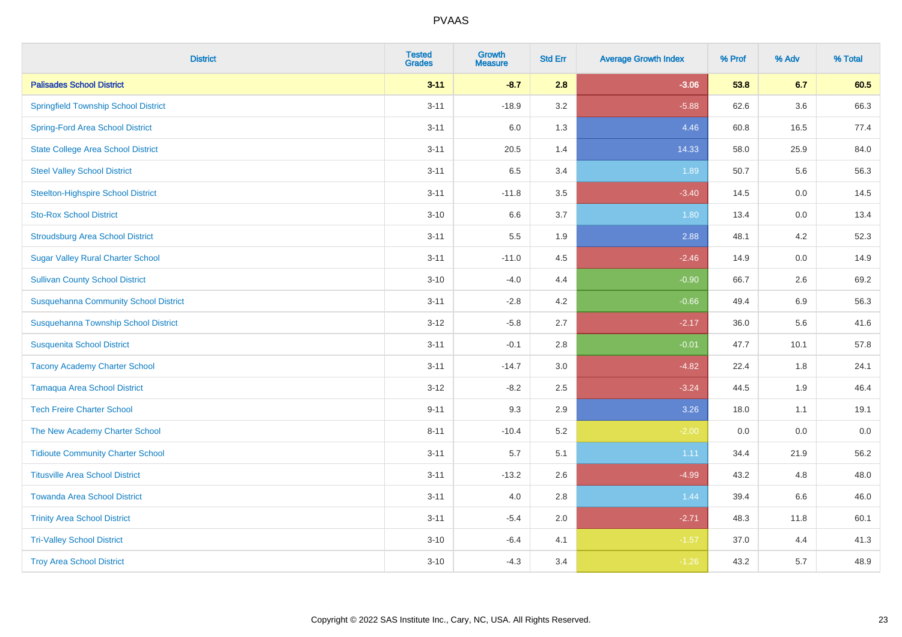| District | Tested Grades | Growth Measure | Std Err | Average Growth Index | % Prof | % Adv | % Total |
|---|---|---|---|---|---|---|---|
| **Palisades School District** | **3-11** | **-8.7** | **2.8** | **-3.06** | **53.8** | **6.7** | **60.5** |
| Springfield Township School District | 3-11 | -18.9 | 3.2 | -5.88 | 62.6 | 3.6 | 66.3 |
| Spring-Ford Area School District | 3-11 | 6.0 | 1.3 | 4.46 | 60.8 | 16.5 | 77.4 |
| State College Area School District | 3-11 | 20.5 | 1.4 | 14.33 | 58.0 | 25.9 | 84.0 |
| Steel Valley School District | 3-11 | 6.5 | 3.4 | 1.89 | 50.7 | 5.6 | 56.3 |
| Steelton-Highspire School District | 3-11 | -11.8 | 3.5 | -3.40 | 14.5 | 0.0 | 14.5 |
| Sto-Rox School District | 3-10 | 6.6 | 3.7 | 1.80 | 13.4 | 0.0 | 13.4 |
| Stroudsburg Area School District | 3-11 | 5.5 | 1.9 | 2.88 | 48.1 | 4.2 | 52.3 |
| Sugar Valley Rural Charter School | 3-11 | -11.0 | 4.5 | -2.46 | 14.9 | 0.0 | 14.9 |
| Sullivan County School District | 3-10 | -4.0 | 4.4 | -0.90 | 66.7 | 2.6 | 69.2 |
| Susquehanna Community School District | 3-11 | -2.8 | 4.2 | -0.66 | 49.4 | 6.9 | 56.3 |
| Susquehanna Township School District | 3-12 | -5.8 | 2.7 | -2.17 | 36.0 | 5.6 | 41.6 |
| Susquenita School District | 3-11 | -0.1 | 2.8 | -0.01 | 47.7 | 10.1 | 57.8 |
| Tacony Academy Charter School | 3-11 | -14.7 | 3.0 | -4.82 | 22.4 | 1.8 | 24.1 |
| Tamaqua Area School District | 3-12 | -8.2 | 2.5 | -3.24 | 44.5 | 1.9 | 46.4 |
| Tech Freire Charter School | 9-11 | 9.3 | 2.9 | 3.26 | 18.0 | 1.1 | 19.1 |
| The New Academy Charter School | 8-11 | -10.4 | 5.2 | -2.00 | 0.0 | 0.0 | 0.0 |
| Tidioute Community Charter School | 3-11 | 5.7 | 5.1 | 1.11 | 34.4 | 21.9 | 56.2 |
| Titusville Area School District | 3-11 | -13.2 | 2.6 | -4.99 | 43.2 | 4.8 | 48.0 |
| Towanda Area School District | 3-11 | 4.0 | 2.8 | 1.44 | 39.4 | 6.6 | 46.0 |
| Trinity Area School District | 3-11 | -5.4 | 2.0 | -2.71 | 48.3 | 11.8 | 60.1 |
| Tri-Valley School District | 3-10 | -6.4 | 4.1 | -1.57 | 37.0 | 4.4 | 41.3 |
| Troy Area School District | 3-10 | -4.3 | 3.4 | -1.26 | 43.2 | 5.7 | 48.9 |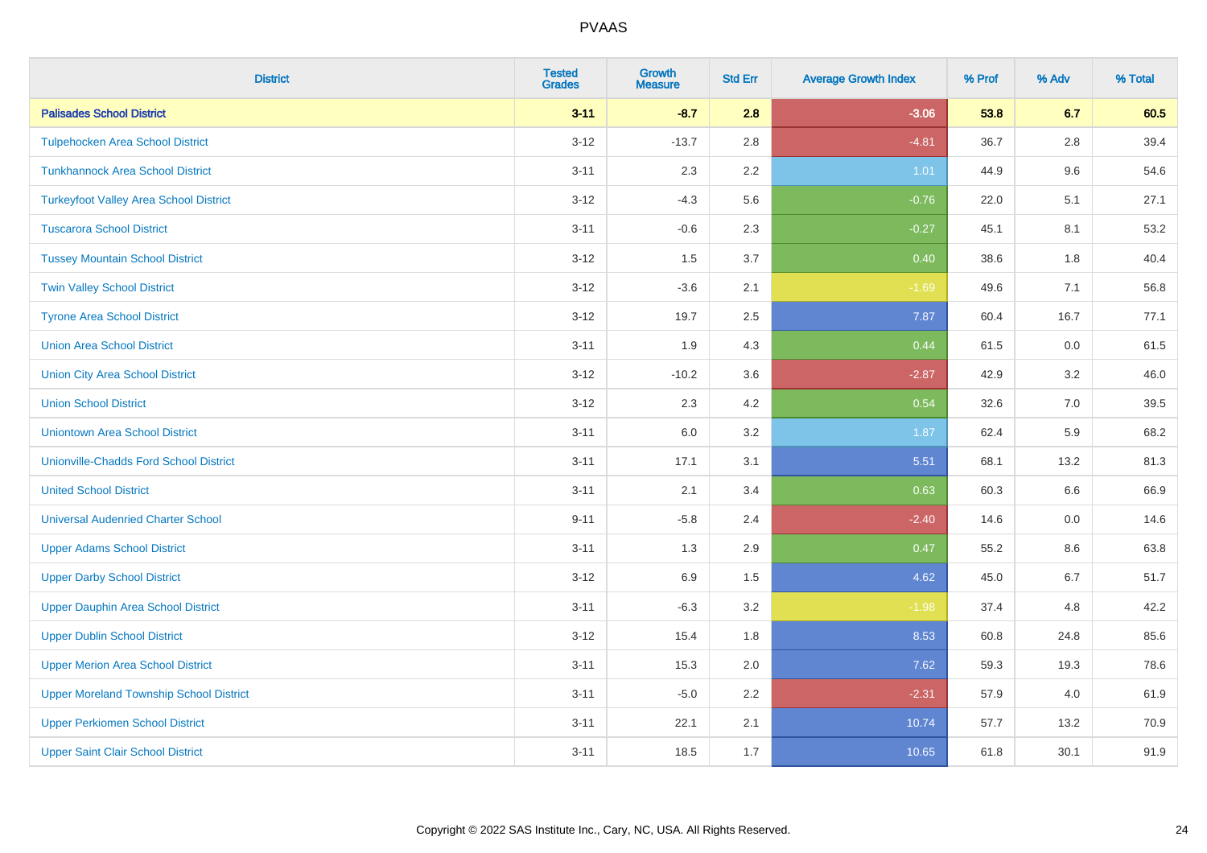# PVAAS

| District | Tested Grades | Growth Measure | Std Err | Average Growth Index | % Prof | % Adv | % Total |
|---|---|---|---|---|---|---|---|
| **Palisades School District** | **3-11** | **-8.7** | **2.8** | **-3.06** | **53.8** | **6.7** | **60.5** |
| Tulpehocken Area School District | 3-12 | -13.7 | 2.8 | -4.81 | 36.7 | 2.8 | 39.4 |
| Tunkhannock Area School District | 3-11 | 2.3 | 2.2 | 1.01 | 44.9 | 9.6 | 54.6 |
| Turkeyfoot Valley Area School District | 3-12 | -4.3 | 5.6 | -0.76 | 22.0 | 5.1 | 27.1 |
| Tuscarora School District | 3-11 | -0.6 | 2.3 | -0.27 | 45.1 | 8.1 | 53.2 |
| Tussey Mountain School District | 3-12 | 1.5 | 3.7 | 0.40 | 38.6 | 1.8 | 40.4 |
| Twin Valley School District | 3-12 | -3.6 | 2.1 | -1.69 | 49.6 | 7.1 | 56.8 |
| Tyrone Area School District | 3-12 | 19.7 | 2.5 | 7.87 | 60.4 | 16.7 | 77.1 |
| Union Area School District | 3-11 | 1.9 | 4.3 | 0.44 | 61.5 | 0.0 | 61.5 |
| Union City Area School District | 3-12 | -10.2 | 3.6 | -2.87 | 42.9 | 3.2 | 46.0 |
| Union School District | 3-12 | 2.3 | 4.2 | 0.54 | 32.6 | 7.0 | 39.5 |
| Uniontown Area School District | 3-11 | 6.0 | 3.2 | 1.87 | 62.4 | 5.9 | 68.2 |
| Unionville-Chadds Ford School District | 3-11 | 17.1 | 3.1 | 5.51 | 68.1 | 13.2 | 81.3 |
| United School District | 3-11 | 2.1 | 3.4 | 0.63 | 60.3 | 6.6 | 66.9 |
| Universal Audenried Charter School | 9-11 | -5.8 | 2.4 | -2.40 | 14.6 | 0.0 | 14.6 |
| Upper Adams School District | 3-11 | 1.3 | 2.9 | 0.47 | 55.2 | 8.6 | 63.8 |
| Upper Darby School District | 3-12 | 6.9 | 1.5 | 4.62 | 45.0 | 6.7 | 51.7 |
| Upper Dauphin Area School District | 3-11 | -6.3 | 3.2 | -1.98 | 37.4 | 4.8 | 42.2 |
| Upper Dublin School District | 3-12 | 15.4 | 1.8 | 8.53 | 60.8 | 24.8 | 85.6 |
| Upper Merion Area School District | 3-11 | 15.3 | 2.0 | 7.62 | 59.3 | 19.3 | 78.6 |
| Upper Moreland Township School District | 3-11 | -5.0 | 2.2 | -2.31 | 57.9 | 4.0 | 61.9 |
| Upper Perkiomen School District | 3-11 | 22.1 | 2.1 | 10.74 | 57.7 | 13.2 | 70.9 |
| Upper Saint Clair School District | 3-11 | 18.5 | 1.7 | 10.65 | 61.8 | 30.1 | 91.9 |

Copyright © 2022 SAS Institute Inc., Cary, NC, USA. All Rights Reserved.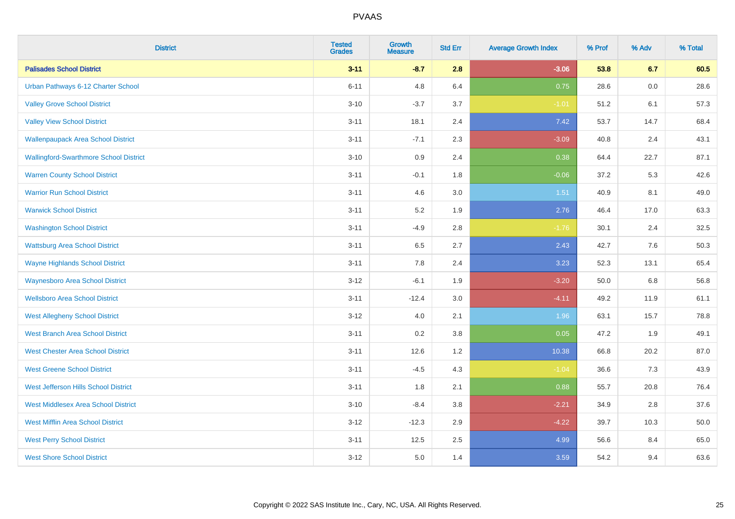# PVAAS

| District | Tested Grades | Growth Measure | Std Err | Average Growth Index | % Prof | % Adv | % Total |
|---|---|---|---|---|---|---|---|
| **Palisades School District** | **3-11** | **-8.7** | **2.8** | **-3.06** | **53.8** | **6.7** | **60.5** |
| Urban Pathways 6-12 Charter School | 6-11 | 4.8 | 6.4 | 0.75 | 28.6 | 0.0 | 28.6 |
| Valley Grove School District | 3-10 | -3.7 | 3.7 | -1.01 | 51.2 | 6.1 | 57.3 |
| Valley View School District | 3-11 | 18.1 | 2.4 | 7.42 | 53.7 | 14.7 | 68.4 |
| Wallenpaupack Area School District | 3-11 | -7.1 | 2.3 | -3.09 | 40.8 | 2.4 | 43.1 |
| Wallingford-Swarthmore School District | 3-10 | 0.9 | 2.4 | 0.38 | 64.4 | 22.7 | 87.1 |
| Warren County School District | 3-11 | -0.1 | 1.8 | -0.06 | 37.2 | 5.3 | 42.6 |
| Warrior Run School District | 3-11 | 4.6 | 3.0 | 1.51 | 40.9 | 8.1 | 49.0 |
| Warwick School District | 3-11 | 5.2 | 1.9 | 2.76 | 46.4 | 17.0 | 63.3 |
| Washington School District | 3-11 | -4.9 | 2.8 | -1.76 | 30.1 | 2.4 | 32.5 |
| Wattsburg Area School District | 3-11 | 6.5 | 2.7 | 2.43 | 42.7 | 7.6 | 50.3 |
| Wayne Highlands School District | 3-11 | 7.8 | 2.4 | 3.23 | 52.3 | 13.1 | 65.4 |
| Waynesboro Area School District | 3-12 | -6.1 | 1.9 | -3.20 | 50.0 | 6.8 | 56.8 |
| Wellsboro Area School District | 3-11 | -12.4 | 3.0 | -4.11 | 49.2 | 11.9 | 61.1 |
| West Allegheny School District | 3-12 | 4.0 | 2.1 | 1.96 | 63.1 | 15.7 | 78.8 |
| West Branch Area School District | 3-11 | 0.2 | 3.8 | 0.05 | 47.2 | 1.9 | 49.1 |
| West Chester Area School District | 3-11 | 12.6 | 1.2 | 10.38 | 66.8 | 20.2 | 87.0 |
| West Greene School District | 3-11 | -4.5 | 4.3 | -1.04 | 36.6 | 7.3 | 43.9 |
| West Jefferson Hills School District | 3-11 | 1.8 | 2.1 | 0.88 | 55.7 | 20.8 | 76.4 |
| West Middlesex Area School District | 3-10 | -8.4 | 3.8 | -2.21 | 34.9 | 2.8 | 37.6 |
| West Mifflin Area School District | 3-12 | -12.3 | 2.9 | -4.22 | 39.7 | 10.3 | 50.0 |
| West Perry School District | 3-11 | 12.5 | 2.5 | 4.99 | 56.6 | 8.4 | 65.0 |
| West Shore School District | 3-12 | 5.0 | 1.4 | 3.59 | 54.2 | 9.4 | 63.6 |

Copyright © 2022 SAS Institute Inc., Cary, NC, USA. All Rights Reserved.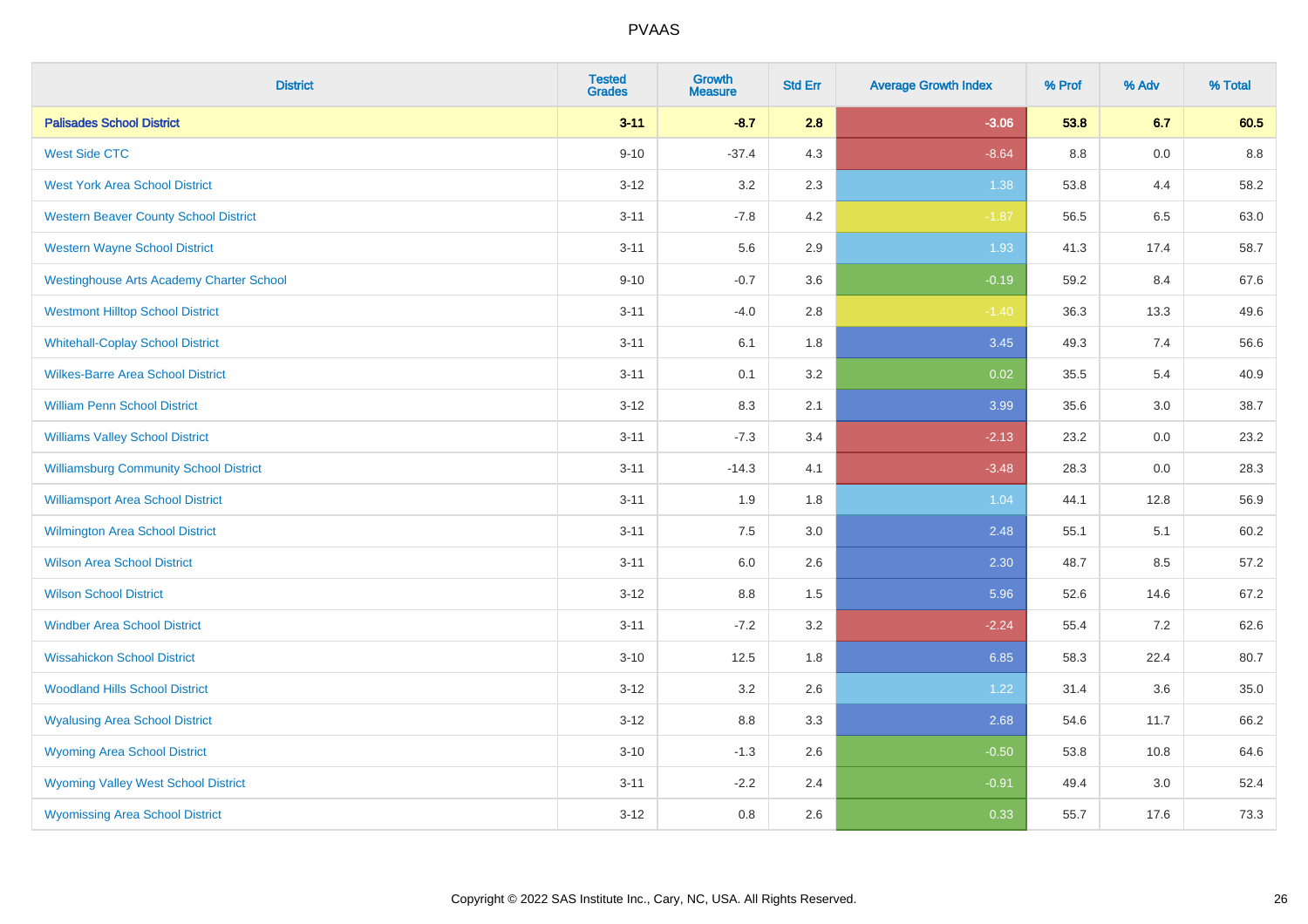# PVAAS

| District | Tested Grades | Growth Measure | Std Err | Average Growth Index | % Prof | % Adv | % Total |
|---|---|---|---|---|---|---|---|
| **Palisades School District** | **3-11** | **-8.7** | **2.8** | **-3.06** | **53.8** | **6.7** | **60.5** |
| West Side CTC | 9-10 | -37.4 | 4.3 | -8.64 | 8.8 | 0.0 | 8.8 |
| West York Area School District | 3-12 | 3.2 | 2.3 | 1.38 | 53.8 | 4.4 | 58.2 |
| Western Beaver County School District | 3-11 | -7.8 | 4.2 | -1.87 | 56.5 | 6.5 | 63.0 |
| Western Wayne School District | 3-11 | 5.6 | 2.9 | 1.93 | 41.3 | 17.4 | 58.7 |
| Westinghouse Arts Academy Charter School | 9-10 | -0.7 | 3.6 | -0.19 | 59.2 | 8.4 | 67.6 |
| Westmont Hilltop School District | 3-11 | -4.0 | 2.8 | -1.40 | 36.3 | 13.3 | 49.6 |
| Whitehall-Coplay School District | 3-11 | 6.1 | 1.8 | 3.45 | 49.3 | 7.4 | 56.6 |
| Wilkes-Barre Area School District | 3-11 | 0.1 | 3.2 | 0.02 | 35.5 | 5.4 | 40.9 |
| William Penn School District | 3-12 | 8.3 | 2.1 | 3.99 | 35.6 | 3.0 | 38.7 |
| Williams Valley School District | 3-11 | -7.3 | 3.4 | -2.13 | 23.2 | 0.0 | 23.2 |
| Williamsburg Community School District | 3-11 | -14.3 | 4.1 | -3.48 | 28.3 | 0.0 | 28.3 |
| Williamsport Area School District | 3-11 | 1.9 | 1.8 | 1.04 | 44.1 | 12.8 | 56.9 |
| Wilmington Area School District | 3-11 | 7.5 | 3.0 | 2.48 | 55.1 | 5.1 | 60.2 |
| Wilson Area School District | 3-11 | 6.0 | 2.6 | 2.30 | 48.7 | 8.5 | 57.2 |
| Wilson School District | 3-12 | 8.8 | 1.5 | 5.96 | 52.6 | 14.6 | 67.2 |
| Windber Area School District | 3-11 | -7.2 | 3.2 | -2.24 | 55.4 | 7.2 | 62.6 |
| Wissahickon School District | 3-10 | 12.5 | 1.8 | 6.85 | 58.3 | 22.4 | 80.7 |
| Woodland Hills School District | 3-12 | 3.2 | 2.6 | 1.22 | 31.4 | 3.6 | 35.0 |
| Wyalusing Area School District | 3-12 | 8.8 | 3.3 | 2.68 | 54.6 | 11.7 | 66.2 |
| Wyoming Area School District | 3-10 | -1.3 | 2.6 | -0.50 | 53.8 | 10.8 | 64.6 |
| Wyoming Valley West School District | 3-11 | -2.2 | 2.4 | -0.91 | 49.4 | 3.0 | 52.4 |
| Wyomissing Area School District | 3-12 | 0.8 | 2.6 | 0.33 | 55.7 | 17.6 | 73.3 |

Copyright © 2022 SAS Institute Inc., Cary, NC, USA. All Rights Reserved.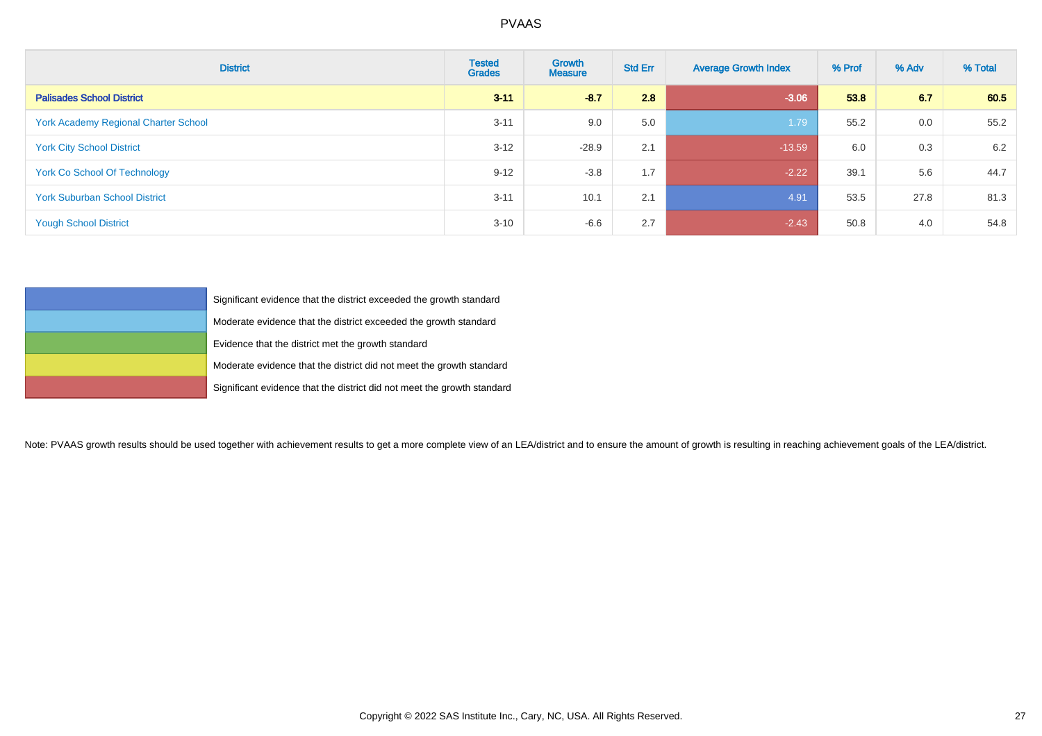# PVAAS

| District | Tested Grades | Growth Measure | Std Err | Average Growth Index | % Prof | % Adv | % Total |
|---|---|---|---|---|---|---|---|
| **Palisades School District** | **3-11** | **-8.7** | **2.8** | **-3.06** | **53.8** | **6.7** | **60.5** |
| York Academy Regional Charter School | 3-11 | 9.0 | 5.0 | 1.79 | 55.2 | 0.0 | 55.2 |
| York City School District | 3-12 | -28.9 | 2.1 | -13.59 | 6.0 | 0.3 | 6.2 |
| York Co School Of Technology | 9-12 | -3.8 | 1.7 | -2.22 | 39.1 | 5.6 | 44.7 |
| York Suburban School District | 3-11 | 10.1 | 2.1 | 4.91 | 53.5 | 27.8 | 81.3 |
| Yough School District | 3-10 | -6.6 | 2.7 | -2.43 | 50.8 | 4.0 | 54.8 |

Significant evidence that the district exceeded the growth standard

Moderate evidence that the district exceeded the growth standard

Evidence that the district met the growth standard

Moderate evidence that the district did not meet the growth standard

Significant evidence that the district did not meet the growth standard

Note: PVAAS growth results should be used together with achievement results to get a more complete view of an LEA/district and to ensure the amount of growth is resulting in reaching achievement goals of the LEA/district.

Copyright © 2022 SAS Institute Inc., Cary, NC, USA. All Rights Reserved.